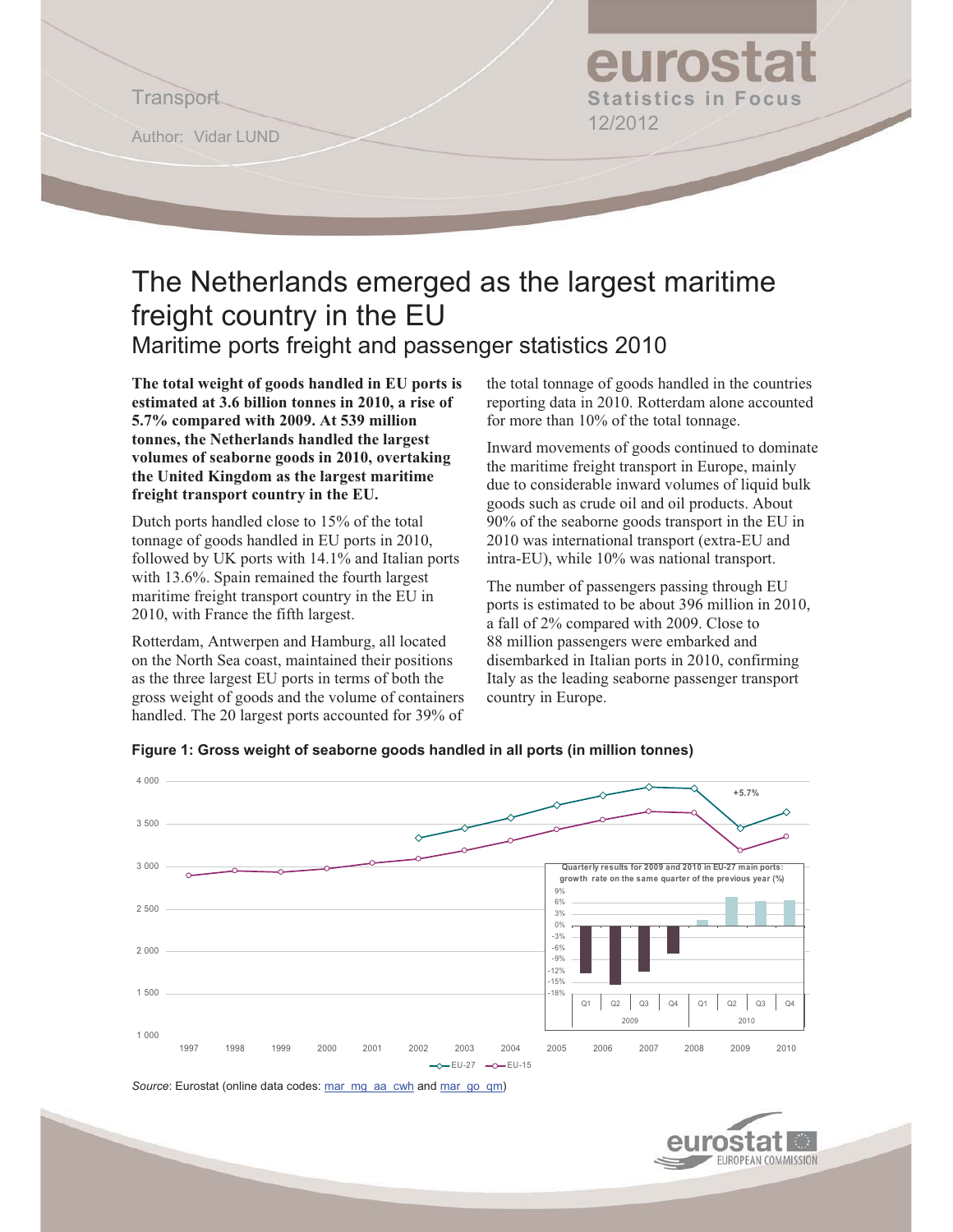Transport

Author: Vidar LUND

eurostat
Statistics in Focus
12/2012

# The Netherlands emerged as the largest maritime freight country in the EU

## Maritime ports freight and passenger statistics 2010

**The total weight of goods handled in EU ports is estimated at 3.6 billion tonnes in 2010, a rise of 5.7% compared with 2009. At 539 million tonnes, the Netherlands handled the largest volumes of seaborne goods in 2010, overtaking the United Kingdom as the largest maritime freight transport country in the EU.**

Dutch ports handled close to 15% of the total tonnage of goods handled in EU ports in 2010, followed by UK ports with 14.1% and Italian ports with 13.6%. Spain remained the fourth largest maritime freight transport country in the EU in 2010, with France the fifth largest.

Rotterdam, Antwerpen and Hamburg, all located on the North Sea coast, maintained their positions as the three largest EU ports in terms of both the gross weight of goods and the volume of containers handled. The 20 largest ports accounted for 39% of the total tonnage of goods handled in the countries reporting data in 2010. Rotterdam alone accounted for more than 10% of the total tonnage.

Inward movements of goods continued to dominate the maritime freight transport in Europe, mainly due to considerable inward volumes of liquid bulk goods such as crude oil and oil products. About 90% of the seaborne goods transport in the EU in 2010 was international transport (extra-EU and intra-EU), while 10% was national transport.

The number of passengers passing through EU ports is estimated to be about 396 million in 2010, a fall of 2% compared with 2009. Close to 88 million passengers were embarked and disembarked in Italian ports in 2010, confirming Italy as the leading seaborne passenger transport country in Europe.

**Figure 1: Gross weight of seaborne goods handled in all ports (in million tonnes)**

*Source*: Eurostat (online data codes: mar_mg_aa_cwh and mar_go_qm)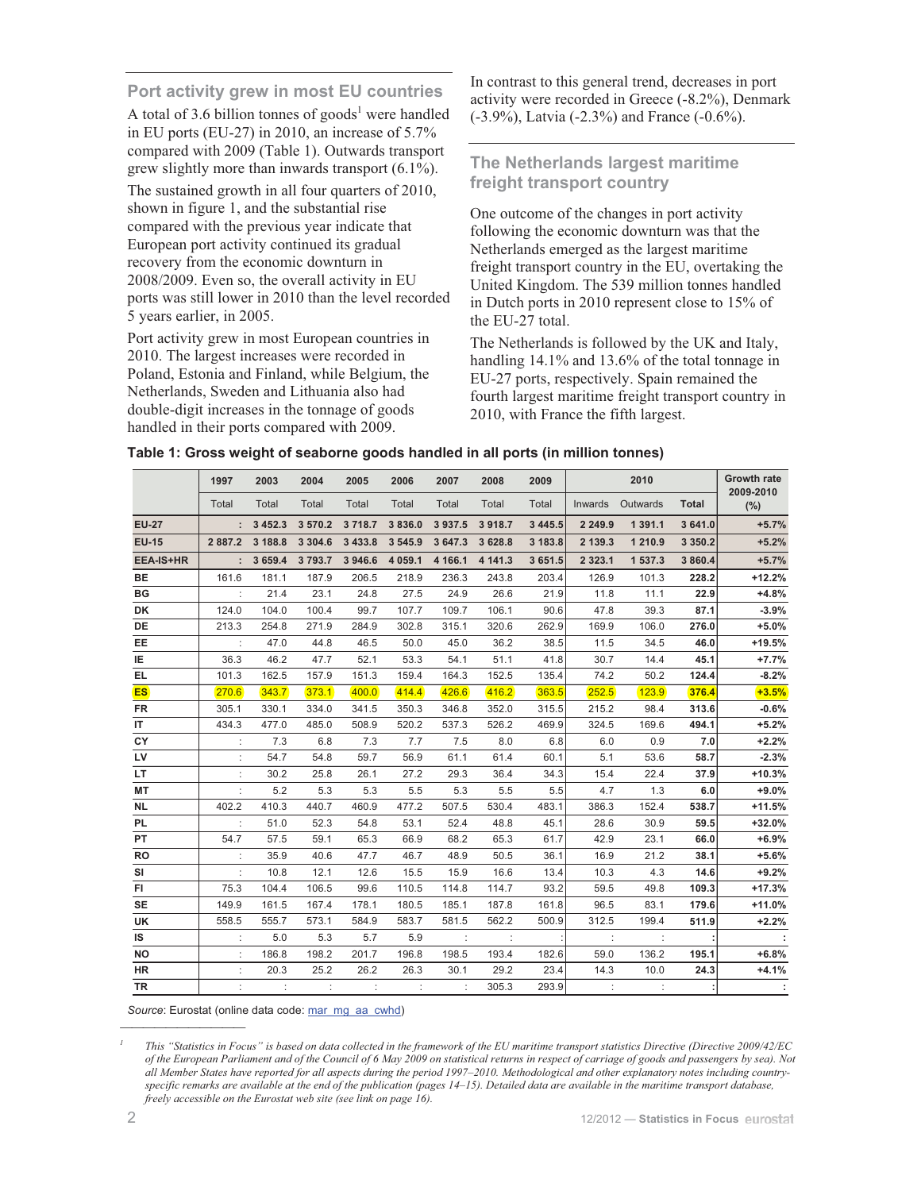## Port activity grew in most EU countries

A total of 3.6 billion tonnes of goods[1] were handled in EU ports (EU-27) in 2010, an increase of 5.7% compared with 2009 (Table 1). Outwards transport grew slightly more than inwards transport (6.1%).

The sustained growth in all four quarters of 2010, shown in figure 1, and the substantial rise compared with the previous year indicate that European port activity continued its gradual recovery from the economic downturn in 2008/2009. Even so, the overall activity in EU ports was still lower in 2010 than the level recorded 5 years earlier, in 2005.

Port activity grew in most European countries in 2010. The largest increases were recorded in Poland, Estonia and Finland, while Belgium, the Netherlands, Sweden and Lithuania also had double-digit increases in the tonnage of goods handled in their ports compared with 2009.

In contrast to this general trend, decreases in port activity were recorded in Greece (-8.2%), Denmark (-3.9%), Latvia (-2.3%) and France (-0.6%).

## The Netherlands largest maritime freight transport country

One outcome of the changes in port activity following the economic downturn was that the Netherlands emerged as the largest maritime freight transport country in the EU, overtaking the United Kingdom. The 539 million tonnes handled in Dutch ports in 2010 represent close to 15% of the EU-27 total.

The Netherlands is followed by the UK and Italy, handling 14.1% and 13.6% of the total tonnage in EU-27 ports, respectively. Spain remained the fourth largest maritime freight transport country in 2010, with France the fifth largest.

**Table 1: Gross weight of seaborne goods handled in all ports (in million tonnes)**

| | 1997 | 2003 | 2004 | 2005 | 2006 | 2007 | 2008 | 2009 | 2010 | | | Growth rate 2009-2010 (%) |
|---|---|---|---|---|---|---|---|---|---|---|---|---|
| | Total | Total | Total | Total | Total | Total | Total | Total | Inwards | Outwards | Total | |
| **EU-27** | : | 3 452.3 | 3 570.2 | 3 718.7 | 3 836.0 | 3 937.5 | 3 918.7 | 3 445.5 | 2 249.9 | 1 391.1 | 3 641.0 | +5.7% |
| **EU-15** | 2 887.2 | 3 188.8 | 3 304.6 | 3 433.8 | 3 545.9 | 3 647.3 | 3 628.8 | 3 183.8 | 2 139.3 | 1 210.9 | 3 350.2 | +5.2% |
| **EEA-IS+HR** | : | 3 659.4 | 3 793.7 | 3 946.6 | 4 059.1 | 4 166.1 | 4 141.3 | 3 651.5 | 2 323.1 | 1 537.3 | 3 860.4 | +5.7% |
| BE | 161.6 | 181.1 | 187.9 | 206.5 | 218.9 | 236.3 | 243.8 | 203.4 | 126.9 | 101.3 | 228.2 | +12.2% |
| BG | : | 21.4 | 23.1 | 24.8 | 27.5 | 24.9 | 26.6 | 21.9 | 11.8 | 11.1 | 22.9 | +4.8% |
| DK | 124.0 | 104.0 | 100.4 | 99.7 | 107.7 | 109.7 | 106.1 | 90.6 | 47.8 | 39.3 | 87.1 | -3.9% |
| DE | 213.3 | 254.8 | 271.9 | 284.9 | 302.8 | 315.1 | 320.6 | 262.9 | 169.9 | 106.0 | 276.0 | +5.0% |
| EE | : | 47.0 | 44.8 | 46.5 | 50.0 | 45.0 | 36.2 | 38.5 | 11.5 | 34.5 | 46.0 | +19.5% |
| IE | 36.3 | 46.2 | 47.7 | 52.1 | 53.3 | 54.1 | 51.1 | 41.8 | 30.7 | 14.4 | 45.1 | +7.7% |
| EL | 101.3 | 162.5 | 157.9 | 151.3 | 159.4 | 164.3 | 152.5 | 135.4 | 74.2 | 50.2 | 124.4 | -8.2% |
| ES | 270.6 | 343.7 | 373.1 | 400.0 | 414.4 | 426.6 | 416.2 | 363.5 | 252.5 | 123.9 | 376.4 | +3.5% |
| FR | 305.1 | 330.1 | 334.0 | 341.5 | 350.3 | 346.8 | 352.0 | 315.5 | 215.2 | 98.4 | 313.6 | -0.6% |
| IT | 434.3 | 477.0 | 485.0 | 508.9 | 520.2 | 537.3 | 526.2 | 469.9 | 324.5 | 169.6 | 494.1 | +5.2% |
| CY | : | 7.3 | 6.8 | 7.3 | 7.7 | 7.5 | 8.0 | 6.8 | 6.0 | 0.9 | 7.0 | +2.2% |
| LV | : | 54.7 | 54.8 | 59.7 | 56.9 | 61.1 | 61.4 | 60.1 | 5.1 | 53.6 | 58.7 | -2.3% |
| LT | : | 30.2 | 25.8 | 26.1 | 27.2 | 29.3 | 36.4 | 34.3 | 15.4 | 22.4 | 37.9 | +10.3% |
| MT | : | 5.2 | 5.3 | 5.3 | 5.5 | 5.3 | 5.5 | 5.5 | 4.7 | 1.3 | 6.0 | +9.0% |
| NL | 402.2 | 410.3 | 440.7 | 460.9 | 477.2 | 507.5 | 530.4 | 483.1 | 386.3 | 152.4 | 538.7 | +11.5% |
| PL | : | 51.0 | 52.3 | 54.8 | 53.1 | 52.4 | 48.8 | 45.1 | 28.6 | 30.9 | 59.5 | +32.0% |
| PT | 54.7 | 57.5 | 59.1 | 65.3 | 66.9 | 68.2 | 65.3 | 61.7 | 42.9 | 23.1 | 66.0 | +6.9% |
| RO | : | 35.9 | 40.6 | 47.7 | 46.7 | 48.9 | 50.5 | 36.1 | 16.9 | 21.2 | 38.1 | +5.6% |
| SI | : | 10.8 | 12.1 | 12.6 | 15.5 | 15.9 | 16.6 | 13.4 | 10.3 | 4.3 | 14.6 | +9.2% |
| FI | 75.3 | 104.4 | 106.5 | 99.6 | 110.5 | 114.8 | 114.7 | 93.2 | 59.5 | 49.8 | 109.3 | +17.3% |
| SE | 149.9 | 161.5 | 167.4 | 178.1 | 180.5 | 185.1 | 187.8 | 161.8 | 96.5 | 83.1 | 179.6 | +11.0% |
| UK | 558.5 | 555.7 | 573.1 | 584.9 | 583.7 | 581.5 | 562.2 | 500.9 | 312.5 | 199.4 | 511.9 | +2.2% |
| IS | : | 5.0 | 5.3 | 5.7 | 5.9 | : | : | : | : | : | : | : |
| NO | : | 186.8 | 198.2 | 201.7 | 196.8 | 198.5 | 193.4 | 182.6 | 59.0 | 136.2 | 195.1 | +6.8% |
| HR | : | 20.3 | 25.2 | 26.2 | 26.3 | 30.1 | 29.2 | 23.4 | 14.3 | 10.0 | 24.3 | +4.1% |
| TR | : | : | : | : | : | : | 305.3 | 293.9 | : | : | : | : |

*Source*: Eurostat (online data code: mar_mg_aa_cwhd)

[1] *This "Statistics in Focus" is based on data collected in the framework of the EU maritime transport statistics Directive (Directive 2009/42/EC of the European Parliament and of the Council of 6 May 2009 on statistical returns in respect of carriage of goods and passengers by sea). Not all Member States have reported for all aspects during the period 1997–2010. Methodological and other explanatory notes including country-specific remarks are available at the end of the publication (pages 14–15). Detailed data are available in the maritime transport database, freely accessible on the Eurostat web site (see link on page 16).*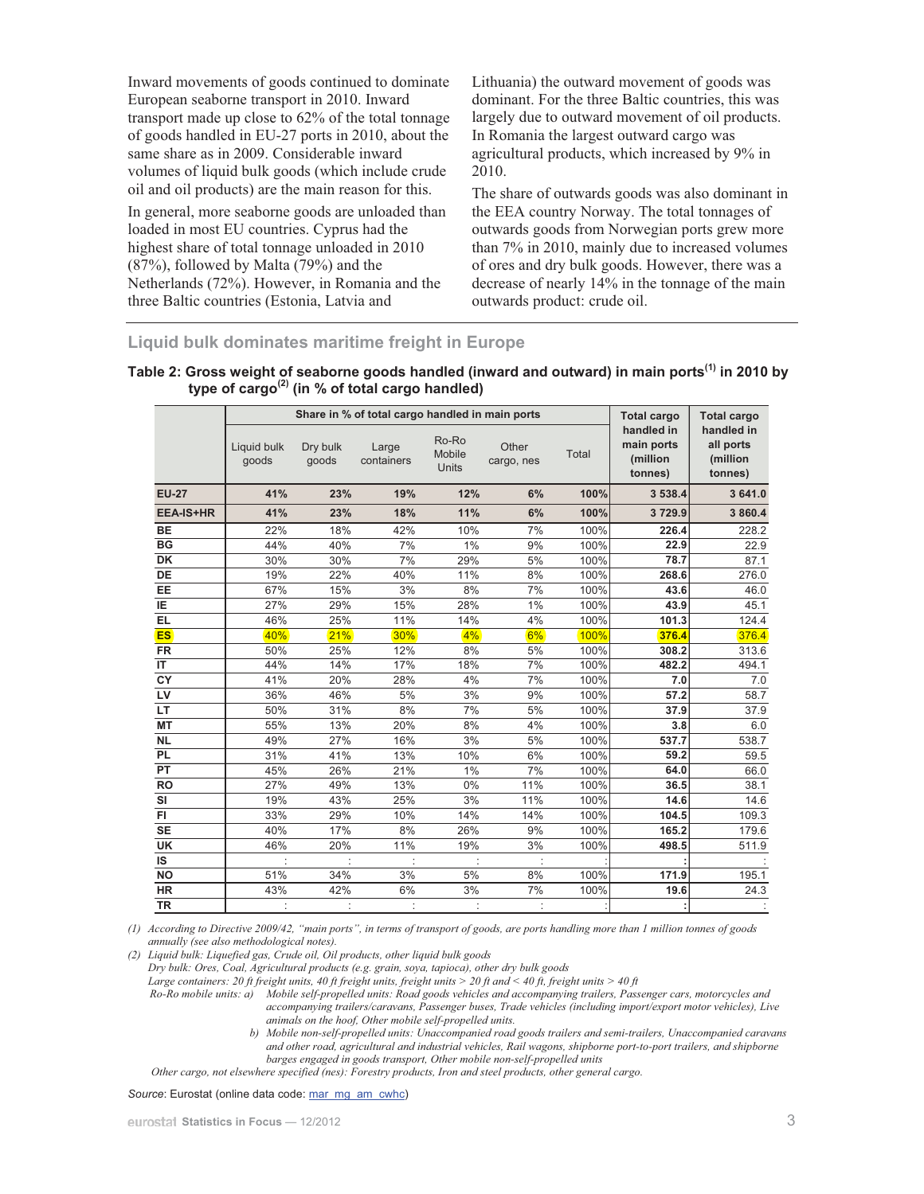Inward movements of goods continued to dominate European seaborne transport in 2010. Inward transport made up close to 62% of the total tonnage of goods handled in EU-27 ports in 2010, about the same share as in 2009. Considerable inward volumes of liquid bulk goods (which include crude oil and oil products) are the main reason for this.

In general, more seaborne goods are unloaded than loaded in most EU countries. Cyprus had the highest share of total tonnage unloaded in 2010 (87%), followed by Malta (79%) and the Netherlands (72%). However, in Romania and the three Baltic countries (Estonia, Latvia and Lithuania) the outward movement of goods was dominant. For the three Baltic countries, this was largely due to outward movement of oil products. In Romania the largest outward cargo was agricultural products, which increased by 9% in 2010.

The share of outwards goods was also dominant in the EEA country Norway. The total tonnages of outwards goods from Norwegian ports grew more than 7% in 2010, mainly due to increased volumes of ores and dry bulk goods. However, there was a decrease of nearly 14% in the tonnage of the main outwards product: crude oil.

## Liquid bulk dominates maritime freight in Europe

**Table 2: Gross weight of seaborne goods handled (inward and outward) in main ports[1] in 2010 by type of cargo[2] (in % of total cargo handled)**

| | Share in % of total cargo handled in main ports | | | | | | Total cargo handled in main ports (million tonnes) | Total cargo handled in all ports (million tonnes) |
|---|---|---|---|---|---|---|---|---|
| | Liquid bulk goods | Dry bulk goods | Large containers | Ro-Ro Mobile Units | Other cargo, nes | Total | | |
| **EU-27** | **41%** | **23%** | **19%** | **12%** | **6%** | **100%** | **3 538.4** | **3 641.0** |
| **EEA-IS+HR** | **41%** | **23%** | **18%** | **11%** | **6%** | **100%** | **3 729.9** | **3 860.4** |
| **BE** | 22% | 18% | 42% | 10% | 7% | 100% | **226.4** | 228.2 |
| **BG** | 44% | 40% | 7% | 1% | 9% | 100% | **22.9** | 22.9 |
| **DK** | 30% | 30% | 7% | 29% | 5% | 100% | **78.7** | 87.1 |
| **DE** | 19% | 22% | 40% | 11% | 8% | 100% | **268.6** | 276.0 |
| **EE** | 67% | 15% | 3% | 8% | 7% | 100% | **43.6** | 46.0 |
| **IE** | 27% | 29% | 15% | 28% | 1% | 100% | **43.9** | 45.1 |
| **EL** | 46% | 25% | 11% | 14% | 4% | 100% | **101.3** | 124.4 |
| **ES** | 40% | 21% | 30% | 4% | 6% | 100% | **376.4** | 376.4 |
| **FR** | 50% | 25% | 12% | 8% | 5% | 100% | **308.2** | 313.6 |
| **IT** | 44% | 14% | 17% | 18% | 7% | 100% | **482.2** | 494.1 |
| **CY** | 41% | 20% | 28% | 4% | 7% | 100% | **7.0** | 7.0 |
| **LV** | 36% | 46% | 5% | 3% | 9% | 100% | **57.2** | 58.7 |
| **LT** | 50% | 31% | 8% | 7% | 5% | 100% | **37.9** | 37.9 |
| **MT** | 55% | 13% | 20% | 8% | 4% | 100% | **3.8** | 6.0 |
| **NL** | 49% | 27% | 16% | 3% | 5% | 100% | **537.7** | 538.7 |
| **PL** | 31% | 41% | 13% | 10% | 6% | 100% | **59.2** | 59.5 |
| **PT** | 45% | 26% | 21% | 1% | 7% | 100% | **64.0** | 66.0 |
| **RO** | 27% | 49% | 13% | 0% | 11% | 100% | **36.5** | 38.1 |
| **SI** | 19% | 43% | 25% | 3% | 11% | 100% | **14.6** | 14.6 |
| **FI** | 33% | 29% | 10% | 14% | 14% | 100% | **104.5** | 109.3 |
| **SE** | 40% | 17% | 8% | 26% | 9% | 100% | **165.2** | 179.6 |
| **UK** | 46% | 20% | 11% | 19% | 3% | 100% | **498.5** | 511.9 |
| **IS** | : | : | : | : | : | : | **:** | : |
| **NO** | 51% | 34% | 3% | 5% | 8% | 100% | **171.9** | 195.1 |
| **HR** | 43% | 42% | 6% | 3% | 7% | 100% | **19.6** | 24.3 |
| **TR** | : | : | : | : | : | : | **:** | : |

*(1) According to Directive 2009/42, "main ports", in terms of transport of goods, are ports handling more than 1 million tonnes of goods annually (see also methodological notes).*

*(2) Liquid bulk: Liquefied gas, Crude oil, Oil products, other liquid bulk goods*
*Dry bulk: Ores, Coal, Agricultural products (e.g. grain, soya, tapioca), other dry bulk goods*
*Large containers: 20 ft freight units, 40 ft freight units, freight units > 20 ft and < 40 ft, freight units > 40 ft*
*Ro-Ro mobile units: a) Mobile self-propelled units: Road goods vehicles and accompanying trailers, Passenger cars, motorcycles and accompanying trailers/caravans, Passenger buses, Trade vehicles (including import/export motor vehicles), Live animals on the hoof, Other mobile self-propelled units.*
*b) Mobile non-self-propelled units: Unaccompanied road goods trailers and semi-trailers, Unaccompanied caravans and other road, agricultural and industrial vehicles, Rail wagons, shipborne port-to-port trailers, and shipborne barges engaged in goods transport, Other mobile non-self-propelled units*
*Other cargo, not elsewhere specified (nes): Forestry products, Iron and steel products, other general cargo.*

*Source*: Eurostat (online data code: mar_mg_am_cwhc)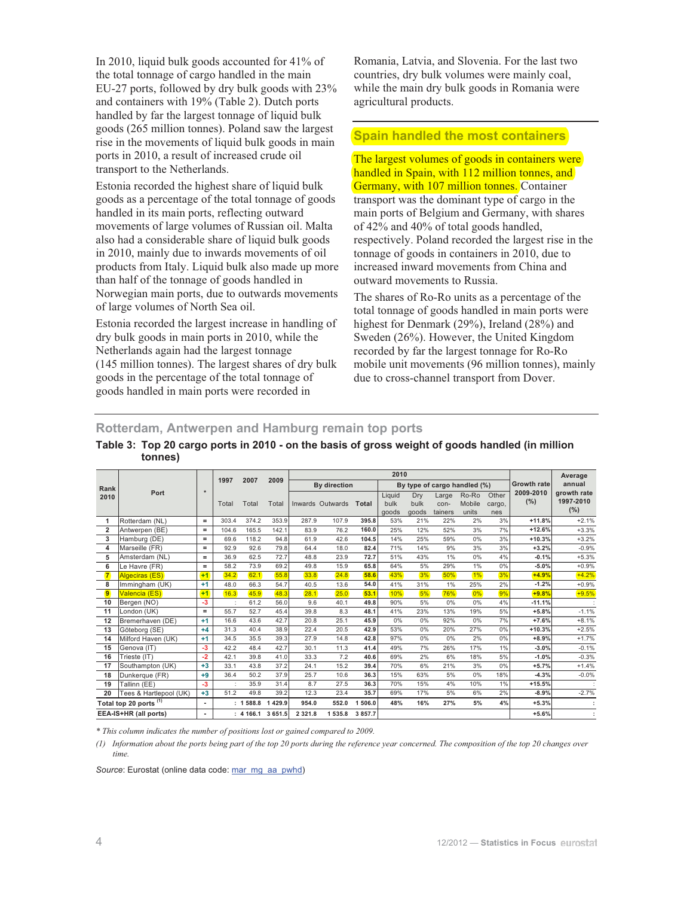In 2010, liquid bulk goods accounted for 41% of the total tonnage of cargo handled in the main EU-27 ports, followed by dry bulk goods with 23% and containers with 19% (Table 2). Dutch ports handled by far the largest tonnage of liquid bulk goods (265 million tonnes). Poland saw the largest rise in the movements of liquid bulk goods in main ports in 2010, a result of increased crude oil transport to the Netherlands.

Estonia recorded the highest share of liquid bulk goods as a percentage of the total tonnage of goods handled in its main ports, reflecting outward movements of large volumes of Russian oil. Malta also had a considerable share of liquid bulk goods in 2010, mainly due to inwards movements of oil products from Italy. Liquid bulk also made up more than half of the tonnage of goods handled in Norwegian main ports, due to outwards movements of large volumes of North Sea oil.

Estonia recorded the largest increase in handling of dry bulk goods in main ports in 2010, while the Netherlands again had the largest tonnage (145 million tonnes). The largest shares of dry bulk goods in the percentage of the total tonnage of goods handled in main ports were recorded in Romania, Latvia, and Slovenia. For the last two countries, dry bulk volumes were mainly coal, while the main dry bulk goods in Romania were agricultural products.

## Spain handled the most containers

The largest volumes of goods in containers were handled in Spain, with 112 million tonnes, and Germany, with 107 million tonnes. Container transport was the dominant type of cargo in the main ports of Belgium and Germany, with shares of 42% and 40% of total goods handled, respectively. Poland recorded the largest rise in the tonnage of goods in containers in 2010, due to increased inward movements from China and outward movements to Russia.

The shares of Ro-Ro units as a percentage of the total tonnage of goods handled in main ports were highest for Denmark (29%), Ireland (28%) and Sweden (26%). However, the United Kingdom recorded by far the largest tonnage for Ro-Ro mobile unit movements (96 million tonnes), mainly due to cross-channel transport from Dover.

## Rotterdam, Antwerpen and Hamburg remain top ports

**Table 3: Top 20 cargo ports in 2010 - on the basis of gross weight of goods handled (in million tonnes)**

| Rank 2010 | Port | * | 1997 | 2007 | 2009 | 2010 | | | | | | | | | Growth rate 2009-2010 (%) | Average annual growth rate 1997-2010 (%) |
|---|---|---|---|---|---|---|---|---|---|---|---|---|---|---|---|---|
| | | | | | | By direction | | | By type of cargo handled (%) | | | | | | | |
| | | | Total | Total | Total | Inwards | Outwards | Total | Liquid bulk goods | Dry bulk goods | Large con-tainers | Ro-Ro Mobile units | Other cargo, nes | | | |
| 1 | Rotterdam (NL) | = | 303.4 | 374.2 | 353.9 | 287.9 | 107.9 | 395.8 | 53% | 21% | 22% | 2% | 3% | +11.8% | +2.1% |
| 2 | Antwerpen (BE) | = | 104.6 | 165.5 | 142.1 | 83.9 | 76.2 | 160.0 | 25% | 12% | 52% | 3% | 7% | +12.6% | +3.3% |
| 3 | Hamburg (DE) | = | 69.6 | 118.2 | 94.8 | 61.9 | 42.6 | 104.5 | 14% | 25% | 59% | 0% | 3% | +10.3% | +3.2% |
| 4 | Marseille (FR) | = | 92.9 | 92.6 | 79.8 | 64.4 | 18.0 | 82.4 | 71% | 14% | 9% | 3% | 3% | +3.2% | -0.9% |
| 5 | Amsterdam (NL) | = | 36.9 | 62.5 | 72.7 | 48.8 | 23.9 | 72.7 | 51% | 43% | 1% | 0% | 4% | -0.1% | +5.3% |
| 6 | Le Havre (FR) | = | 58.2 | 73.9 | 69.2 | 49.8 | 15.9 | 65.8 | 64% | 5% | 29% | 1% | 0% | -5.0% | +0.9% |
| 7 | Algeciras (ES) | +1 | 34.2 | 62.1 | 55.8 | 33.8 | 24.8 | 58.6 | 43% | 3% | 50% | 1% | 3% | +4.9% | +4.2% |
| 8 | Immingham (UK) | +1 | 48.0 | 66.3 | 54.7 | 40.5 | 13.6 | 54.0 | 41% | 31% | 1% | 25% | 2% | -1.2% | +0.9% |
| 9 | Valencia (ES) | +1 | 16.3 | 45.9 | 48.3 | 28.1 | 25.0 | 53.1 | 10% | 5% | 76% | 0% | 9% | +9.8% | +9.5% |
| 10 | Bergen (NO) | -3 | : | 61.2 | 56.0 | 9.6 | 40.1 | 49.8 | 90% | 5% | 0% | 0% | 4% | -11.1% | : |
| 11 | London (UK) | = | 55.7 | 52.7 | 45.4 | 39.8 | 8.3 | 48.1 | 41% | 23% | 13% | 19% | 5% | +5.8% | -1.1% |
| 12 | Bremerhaven (DE) | +1 | 16.6 | 43.6 | 42.7 | 20.8 | 25.1 | 45.9 | 0% | 0% | 92% | 0% | 7% | +7.6% | +8.1% |
| 13 | Göteborg (SE) | +4 | 31.3 | 40.4 | 38.9 | 22.4 | 20.5 | 42.9 | 53% | 0% | 20% | 27% | 0% | +10.3% | +2.5% |
| 14 | Milford Haven (UK) | +1 | 34.5 | 35.5 | 39.3 | 27.9 | 14.8 | 42.8 | 97% | 0% | 0% | 2% | 0% | +8.9% | +1.7% |
| 15 | Genova (IT) | -3 | 42.2 | 48.4 | 42.7 | 30.1 | 11.3 | 41.4 | 49% | 7% | 26% | 17% | 1% | -3.0% | -0.1% |
| 16 | Trieste (IT) | -2 | 42.1 | 39.8 | 41.0 | 33.3 | 7.2 | 40.6 | 69% | 2% | 6% | 18% | 5% | -1.0% | -0.3% |
| 17 | Southampton (UK) | +3 | 33.1 | 43.8 | 37.2 | 24.1 | 15.2 | 39.4 | 70% | 6% | 21% | 3% | 0% | +5.7% | +1.4% |
| 18 | Dunkerque (FR) | +9 | 36.4 | 50.2 | 37.9 | 25.7 | 10.6 | 36.3 | 15% | 63% | 5% | 0% | 18% | -4.3% | -0.0% |
| 19 | Tallinn (EE) | -3 | : | 35.9 | 31.4 | 8.7 | 27.5 | 36.3 | 70% | 15% | 4% | 10% | 1% | +15.5% | : |
| 20 | Tees & Hartlepool (UK) | +3 | 51.2 | 49.8 | 39.2 | 12.3 | 23.4 | 35.7 | 69% | 17% | 5% | 6% | 2% | -8.9% | -2.7% |
| Total top 20 ports [(1)] | | - | : | 1 588.8 | 1 429.9 | 954.0 | 552.0 | 1 506.0 | 48% | 16% | 27% | 5% | 4% | +5.3% | : |
| EEA-IS+HR (all ports) | | - | : | 4 166.1 | 3 651.5 | 2 321.8 | 1 535.8 | 3 857.7 | | | | | | +5.6% | : |

*\* This column indicates the number of positions lost or gained compared to 2009.*

*(1) Information about the ports being part of the top 20 ports during the reference year concerned. The composition of the top 20 changes over time.*

*Source*: Eurostat (online data code: mar_mg_aa_pwhd)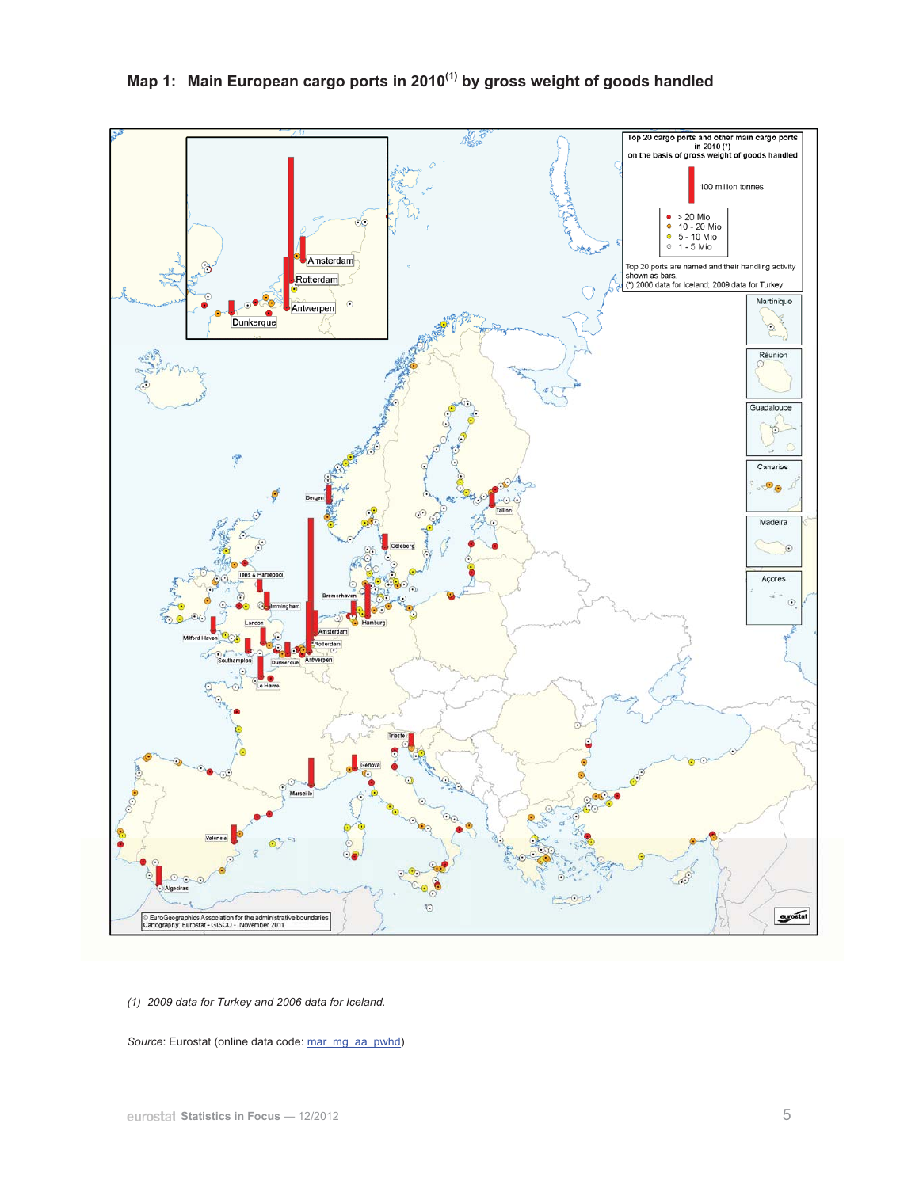### Map 1: Main European cargo ports in 2010(1) by gross weight of goods handled

*(1) 2009 data for Turkey and 2006 data for Iceland.*

*Source*: Eurostat (online data code: mar_mg_aa_pwhd)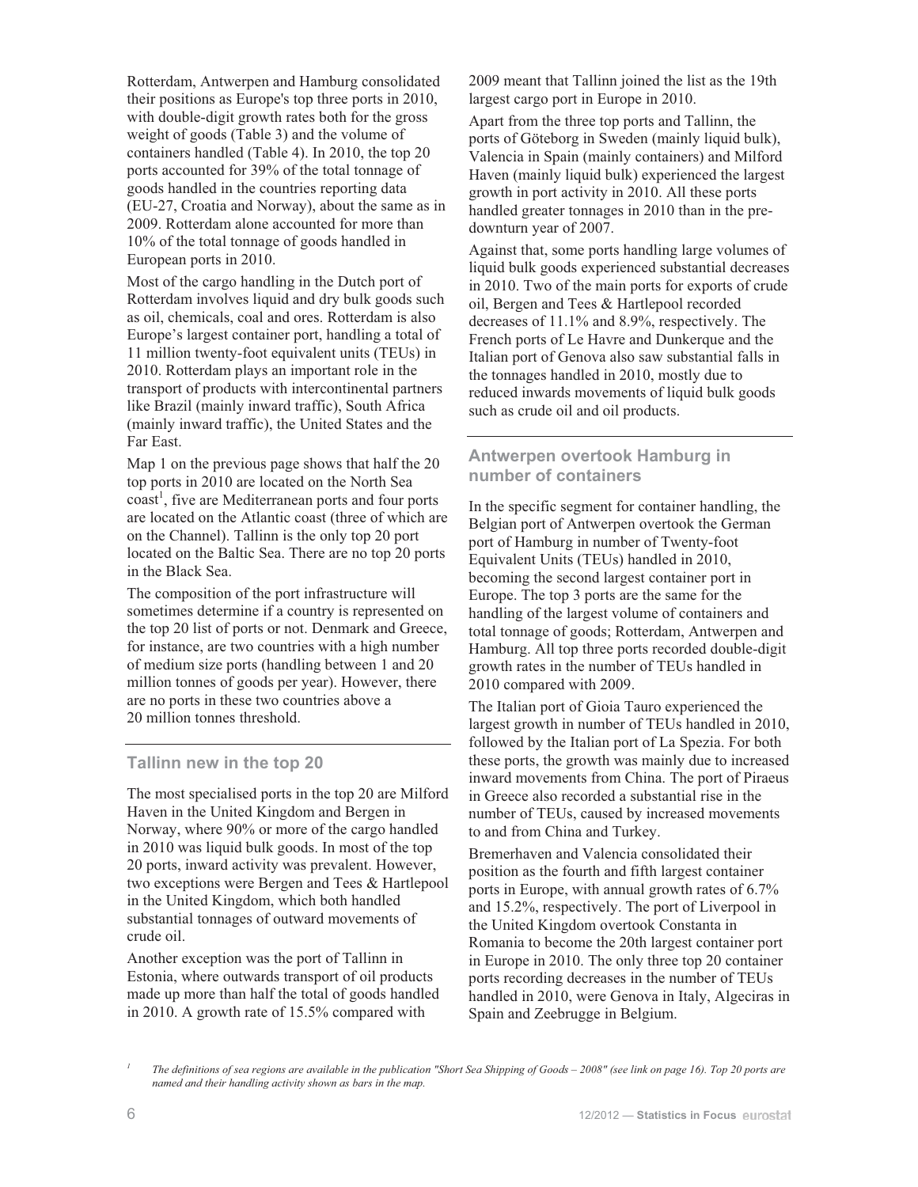Rotterdam, Antwerpen and Hamburg consolidated their positions as Europe's top three ports in 2010, with double-digit growth rates both for the gross weight of goods (Table 3) and the volume of containers handled (Table 4). In 2010, the top 20 ports accounted for 39% of the total tonnage of goods handled in the countries reporting data (EU-27, Croatia and Norway), about the same as in 2009. Rotterdam alone accounted for more than 10% of the total tonnage of goods handled in European ports in 2010.

Most of the cargo handling in the Dutch port of Rotterdam involves liquid and dry bulk goods such as oil, chemicals, coal and ores. Rotterdam is also Europe's largest container port, handling a total of 11 million twenty-foot equivalent units (TEUs) in 2010. Rotterdam plays an important role in the transport of products with intercontinental partners like Brazil (mainly inward traffic), South Africa (mainly inward traffic), the United States and the Far East.

Map 1 on the previous page shows that half the 20 top ports in 2010 are located on the North Sea coast[1], five are Mediterranean ports and four ports are located on the Atlantic coast (three of which are on the Channel). Tallinn is the only top 20 port located on the Baltic Sea. There are no top 20 ports in the Black Sea.

The composition of the port infrastructure will sometimes determine if a country is represented on the top 20 list of ports or not. Denmark and Greece, for instance, are two countries with a high number of medium size ports (handling between 1 and 20 million tonnes of goods per year). However, there are no ports in these two countries above a 20 million tonnes threshold.

## Tallinn new in the top 20

The most specialised ports in the top 20 are Milford Haven in the United Kingdom and Bergen in Norway, where 90% or more of the cargo handled in 2010 was liquid bulk goods. In most of the top 20 ports, inward activity was prevalent. However, two exceptions were Bergen and Tees & Hartlepool in the United Kingdom, which both handled substantial tonnages of outward movements of crude oil.

Another exception was the port of Tallinn in Estonia, where outwards transport of oil products made up more than half the total of goods handled in 2010. A growth rate of 15.5% compared with 2009 meant that Tallinn joined the list as the 19th largest cargo port in Europe in 2010.

Apart from the three top ports and Tallinn, the ports of Göteborg in Sweden (mainly liquid bulk), Valencia in Spain (mainly containers) and Milford Haven (mainly liquid bulk) experienced the largest growth in port activity in 2010. All these ports handled greater tonnages in 2010 than in the pre-downturn year of 2007.

Against that, some ports handling large volumes of liquid bulk goods experienced substantial decreases in 2010. Two of the main ports for exports of crude oil, Bergen and Tees & Hartlepool recorded decreases of 11.1% and 8.9%, respectively. The French ports of Le Havre and Dunkerque and the Italian port of Genova also saw substantial falls in the tonnages handled in 2010, mostly due to reduced inwards movements of liquid bulk goods such as crude oil and oil products.

## Antwerpen overtook Hamburg in number of containers

In the specific segment for container handling, the Belgian port of Antwerpen overtook the German port of Hamburg in number of Twenty-foot Equivalent Units (TEUs) handled in 2010, becoming the second largest container port in Europe. The top 3 ports are the same for the handling of the largest volume of containers and total tonnage of goods; Rotterdam, Antwerpen and Hamburg. All top three ports recorded double-digit growth rates in the number of TEUs handled in 2010 compared with 2009.

The Italian port of Gioia Tauro experienced the largest growth in number of TEUs handled in 2010, followed by the Italian port of La Spezia. For both these ports, the growth was mainly due to increased inward movements from China. The port of Piraeus in Greece also recorded a substantial rise in the number of TEUs, caused by increased movements to and from China and Turkey.

Bremerhaven and Valencia consolidated their position as the fourth and fifth largest container ports in Europe, with annual growth rates of 6.7% and 15.2%, respectively. The port of Liverpool in the United Kingdom overtook Constanta in Romania to become the 20th largest container port in Europe in 2010. The only three top 20 container ports recording decreases in the number of TEUs handled in 2010, were Genova in Italy, Algeciras in Spain and Zeebrugge in Belgium.

[1] *The definitions of sea regions are available in the publication "Short Sea Shipping of Goods – 2008" (see link on page 16). Top 20 ports are named and their handling activity shown as bars in the map.*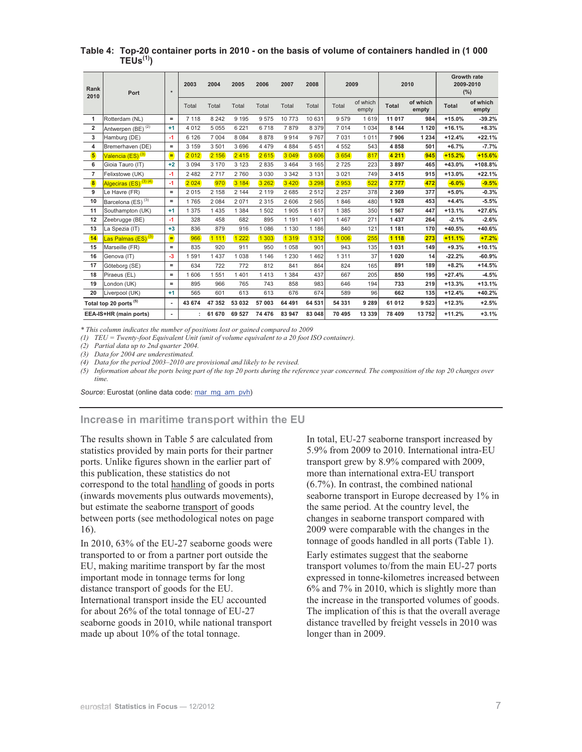**Table 4: Top-20 container ports in 2010 - on the basis of volume of containers handled in (1 000 TEUs[1])**

| Rank 2010 | Port | * | 2003 | 2004 | 2005 | 2006 | 2007 | 2008 | 2009 | | 2010 | | Growth rate 2009-2010 (%) | |
|---|---|---|---|---|---|---|---|---|---|---|---|---|---|---|
| | | | Total | Total | Total | Total | Total | Total | Total | of which empty | Total | of which empty | Total | of which empty |
| 1 | Rotterdam (NL) | = | 7 118 | 8 242 | 9 195 | 9 575 | 10 773 | 10 631 | 9 579 | 1 619 | **11 017** | **984** | **+15.0%** | **-39.2%** |
| 2 | Antwerpen (BE) [2] | +1 | 4 012 | 5 055 | 6 221 | 6 718 | 7 879 | 8 379 | 7 014 | 1 034 | **8 144** | **1 120** | **+16.1%** | **+8.3%** |
| 3 | Hamburg (DE) | -1 | 6 126 | 7 004 | 8 084 | 8 878 | 9 914 | 9 767 | 7 031 | 1 011 | **7 906** | **1 234** | **+12.4%** | **+22.1%** |
| 4 | Bremerhaven (DE) | = | 3 159 | 3 501 | 3 696 | 4 479 | 4 884 | 5 451 | 4 552 | 543 | **4 858** | **501** | **+6.7%** | **-7.7%** |
| 5 | Valencia (ES) [3] | = | 2 012 | 2 156 | 2 415 | 2 615 | 3 049 | 3 606 | 3 654 | 817 | **4 211** | **945** | **+15.2%** | **+15.6%** |
| 6 | Gioia Tauro (IT) | +2 | 3 094 | 3 170 | 3 123 | 2 835 | 3 464 | 3 165 | 2 725 | 223 | **3 897** | **465** | **+43.0%** | **+108.8%** |
| 7 | Felixstowe (UK) | -1 | 2 482 | 2 717 | 2 760 | 3 030 | 3 342 | 3 131 | 3 021 | 749 | **3 415** | **915** | **+13.0%** | **+22.1%** |
| 8 | Algeciras (ES) [3] [4] | -1 | 2 024 | 970 | 3 184 | 3 262 | 3 420 | 3 298 | 2 953 | 522 | **2 777** | **472** | **-6.0%** | **-9.5%** |
| 9 | Le Havre (FR) | = | 2 015 | 2 158 | 2 144 | 2 119 | 2 685 | 2 512 | 2 257 | 378 | **2 369** | **377** | **+5.0%** | **-0.3%** |
| 10 | Barcelona (ES) [3] | = | 1 765 | 2 084 | 2 071 | 2 315 | 2 606 | 2 565 | 1 846 | 480 | **1 928** | **453** | **+4.4%** | **-5.5%** |
| 11 | Southampton (UK) | +1 | 1 375 | 1 435 | 1 384 | 1 502 | 1 905 | 1 617 | 1 385 | 350 | **1 567** | **447** | **+13.1%** | **+27.6%** |
| 12 | Zeebrugge (BE) | -1 | 328 | 458 | 682 | 895 | 1 191 | 1 401 | 1 467 | 271 | **1 437** | **264** | **-2.1%** | **-2.6%** |
| 13 | La Spezia (IT) | +3 | 836 | 879 | 916 | 1 086 | 1 130 | 1 186 | 840 | 121 | **1 181** | **170** | **+40.5%** | **+40.6%** |
| 14 | Las Palmas (ES) [3] | = | 966 | 1 111 | 1 222 | 1 303 | 1 319 | 1 312 | 1 006 | 255 | **1 118** | **273** | **+11.1%** | **+7.2%** |
| 15 | Marseille (FR) | = | 835 | 920 | 911 | 950 | 1 058 | 901 | 943 | 135 | **1 031** | **149** | **+9.3%** | **+10.1%** |
| 16 | Genova (IT) | -3 | 1 591 | 1 437 | 1 038 | 1 146 | 1 230 | 1 462 | 1 311 | 37 | **1 020** | **14** | **-22.2%** | **-60.9%** |
| 17 | Göteborg (SE) | = | 634 | 722 | 772 | 812 | 841 | 864 | 824 | 165 | **891** | **189** | **+8.2%** | **+14.5%** |
| 18 | Piraeus (EL) | = | 1 606 | 1 551 | 1 401 | 1 413 | 1 384 | 437 | 667 | 205 | **850** | **195** | **+27.4%** | **-4.5%** |
| 19 | London (UK) | = | 895 | 966 | 765 | 743 | 858 | 983 | 646 | 194 | **733** | **219** | **+13.3%** | **+13.1%** |
| 20 | Liverpool (UK) | +1 | 565 | 601 | 613 | 613 | 676 | 674 | 589 | 96 | **662** | **135** | **+12.4%** | **+40.2%** |
| **Total top 20 ports [5]** | | - | **43 674** | **47 352** | **53 032** | **57 003** | **64 491** | **64 531** | **54 331** | **9 289** | **61 012** | **9 523** | **+12.3%** | **+2.5%** |
| **EEA-IS+HR (main ports)** | | - | **:** | **61 670** | **69 527** | **74 476** | **83 947** | **83 048** | **70 495** | **13 339** | **78 409** | **13 752** | **+11.2%** | **+3.1%** |

*\* This column indicates the number of positions lost or gained compared to 2009*

*(1) TEU = Twenty-foot Equivalent Unit (unit of volume equivalent to a 20 foot ISO container).*

*(2) Partial data up to 2nd quarter 2004.*

*(3) Data for 2004 are underestimated.*

*(4) Data for the period 2003–2010 are provisional and likely to be revised.*

*(5) Information about the ports being part of the top 20 ports during the reference year concerned. The composition of the top 20 changes over time.*

*Source*: Eurostat (online data code: mar_mg_am_pvh)

## Increase in maritime transport within the EU

The results shown in Table 5 are calculated from statistics provided by main ports for their partner ports. Unlike figures shown in the earlier part of this publication, these statistics do not correspond to the total handling of goods in ports (inwards movements plus outwards movements), but estimate the seaborne transport of goods between ports (see methodological notes on page 16).

In 2010, 63% of the EU-27 seaborne goods were transported to or from a partner port outside the EU, making maritime transport by far the most important mode in tonnage terms for long distance transport of goods for the EU. International transport inside the EU accounted for about 26% of the total tonnage of EU-27 seaborne goods in 2010, while national transport made up about 10% of the total tonnage.

In total, EU-27 seaborne transport increased by 5.9% from 2009 to 2010. International intra-EU transport grew by 8.9% compared with 2009, more than international extra-EU transport (6.7%). In contrast, the combined national seaborne transport in Europe decreased by 1% in the same period. At the country level, the changes in seaborne transport compared with 2009 were comparable with the changes in the tonnage of goods handled in all ports (Table 1).

Early estimates suggest that the seaborne transport volumes to/from the main EU-27 ports expressed in tonne-kilometres increased between 6% and 7% in 2010, which is slightly more than the increase in the transported volumes of goods. The implication of this is that the overall average distance travelled by freight vessels in 2010 was longer than in 2009.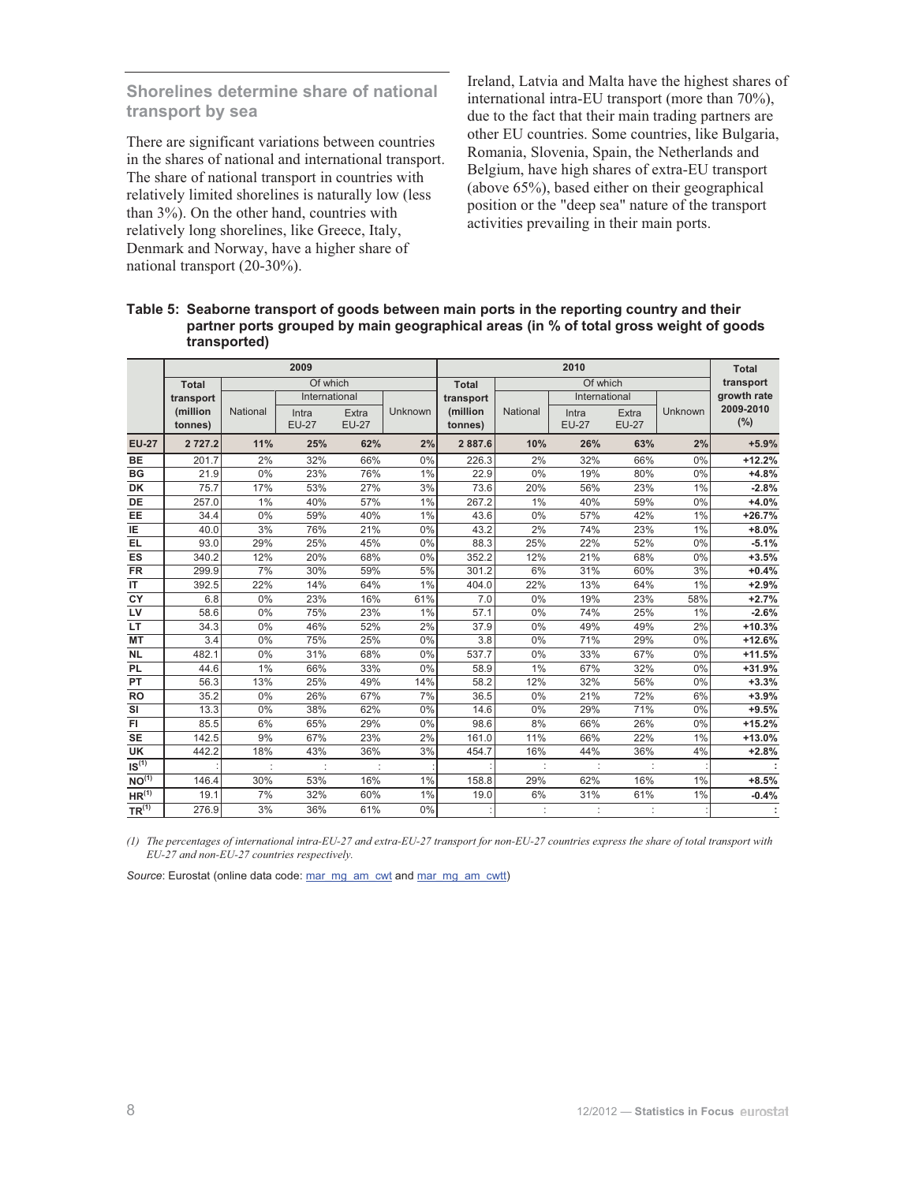## Shorelines determine share of national transport by sea

There are significant variations between countries in the shares of national and international transport. The share of national transport in countries with relatively limited shorelines is naturally low (less than 3%). On the other hand, countries with relatively long shorelines, like Greece, Italy, Denmark and Norway, have a higher share of national transport (20-30%).

Ireland, Latvia and Malta have the highest shares of international intra-EU transport (more than 70%), due to the fact that their main trading partners are other EU countries. Some countries, like Bulgaria, Romania, Slovenia, Spain, the Netherlands and Belgium, have high shares of extra-EU transport (above 65%), based either on their geographical position or the "deep sea" nature of the transport activities prevailing in their main ports.

**Table 5: Seaborne transport of goods between main ports in the reporting country and their partner ports grouped by main geographical areas (in % of total gross weight of goods transported)**

| | 2009 | | | | | 2010 | | | | | Total transport growth rate 2009-2010 (%) |
|---|---|---|---|---|---|---|---|---|---|---|---|
| | Total transport (million tonnes) | Of which | | | | Total transport (million tonnes) | Of which | | | | |
| | | National | International | | Unknown | | National | International | | Unknown | |
| | | | Intra EU-27 | Extra EU-27 | | | | Intra EU-27 | Extra EU-27 | | |
| **EU-27** | **2 727.2** | **11%** | **25%** | **62%** | **2%** | **2 887.6** | **10%** | **26%** | **63%** | **2%** | **+5.9%** |
| **BE** | 201.7 | 2% | 32% | 66% | 0% | 226.3 | 2% | 32% | 66% | 0% | **+12.2%** |
| **BG** | 21.9 | 0% | 23% | 76% | 1% | 22.9 | 0% | 19% | 80% | 0% | **+4.8%** |
| **DK** | 75.7 | 17% | 53% | 27% | 3% | 73.6 | 20% | 56% | 23% | 1% | **-2.8%** |
| **DE** | 257.0 | 1% | 40% | 57% | 1% | 267.2 | 1% | 40% | 59% | 0% | **+4.0%** |
| **EE** | 34.4 | 0% | 59% | 40% | 1% | 43.6 | 0% | 57% | 42% | 1% | **+26.7%** |
| **IE** | 40.0 | 3% | 76% | 21% | 0% | 43.2 | 2% | 74% | 23% | 1% | **+8.0%** |
| **EL** | 93.0 | 29% | 25% | 45% | 0% | 88.3 | 25% | 22% | 52% | 0% | **-5.1%** |
| **ES** | 340.2 | 12% | 20% | 68% | 0% | 352.2 | 12% | 21% | 68% | 0% | **+3.5%** |
| **FR** | 299.9 | 7% | 30% | 59% | 5% | 301.2 | 6% | 31% | 60% | 3% | **+0.4%** |
| **IT** | 392.5 | 22% | 14% | 64% | 1% | 404.0 | 22% | 13% | 64% | 1% | **+2.9%** |
| **CY** | 6.8 | 0% | 23% | 16% | 61% | 7.0 | 0% | 19% | 23% | 58% | **+2.7%** |
| **LV** | 58.6 | 0% | 75% | 23% | 1% | 57.1 | 0% | 74% | 25% | 1% | **-2.6%** |
| **LT** | 34.3 | 0% | 46% | 52% | 2% | 37.9 | 0% | 49% | 49% | 2% | **+10.3%** |
| **MT** | 3.4 | 0% | 75% | 25% | 0% | 3.8 | 0% | 71% | 29% | 0% | **+12.6%** |
| **NL** | 482.1 | 0% | 31% | 68% | 0% | 537.7 | 0% | 33% | 67% | 0% | **+11.5%** |
| **PL** | 44.6 | 1% | 66% | 33% | 0% | 58.9 | 1% | 67% | 32% | 0% | **+31.9%** |
| **PT** | 56.3 | 13% | 25% | 49% | 14% | 58.2 | 12% | 32% | 56% | 0% | **+3.3%** |
| **RO** | 35.2 | 0% | 26% | 67% | 7% | 36.5 | 0% | 21% | 72% | 6% | **+3.9%** |
| **SI** | 13.3 | 0% | 38% | 62% | 0% | 14.6 | 0% | 29% | 71% | 0% | **+9.5%** |
| **FI** | 85.5 | 6% | 65% | 29% | 0% | 98.6 | 8% | 66% | 26% | 0% | **+15.2%** |
| **SE** | 142.5 | 9% | 67% | 23% | 2% | 161.0 | 11% | 66% | 22% | 1% | **+13.0%** |
| **UK** | 442.2 | 18% | 43% | 36% | 3% | 454.7 | 16% | 44% | 36% | 4% | **+2.8%** |
| **IS**(1) | : | : | : | : | : | : | : | : | : | : | **:** |
| **NO**(1) | 146.4 | 30% | 53% | 16% | 1% | 158.8 | 29% | 62% | 16% | 1% | **+8.5%** |
| **HR**(1) | 19.1 | 7% | 32% | 60% | 1% | 19.0 | 6% | 31% | 61% | 1% | **-0.4%** |
| **TR**(1) | 276.9 | 3% | 36% | 61% | 0% | : | : | : | : | : | **:** |

*(1) The percentages of international intra-EU-27 and extra-EU-27 transport for non-EU-27 countries express the share of total transport with EU-27 and non-EU-27 countries respectively.*

*Source*: Eurostat (online data code: mar_mg_am_cwt and mar_mg_am_cwtt)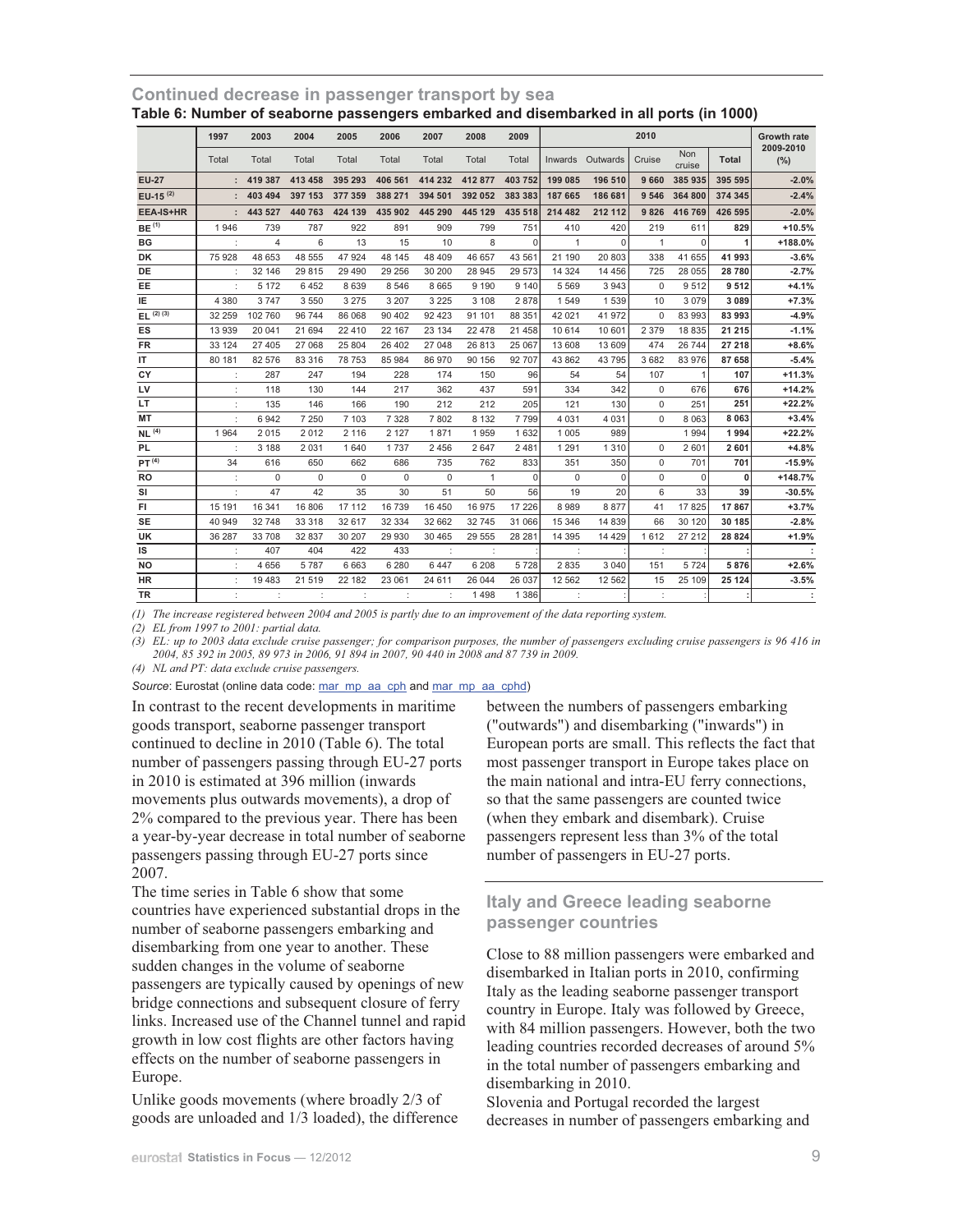## Continued decrease in passenger transport by sea

**Table 6: Number of seaborne passengers embarked and disembarked in all ports (in 1000)**

| | 1997 | 2003 | 2004 | 2005 | 2006 | 2007 | 2008 | 2009 | 2010 | | | | | Growth rate 2009-2010 (%) |
|---|---|---|---|---|---|---|---|---|---|---|---|---|---|---|
| | Total | Total | Total | Total | Total | Total | Total | Total | Inwards | Outwards | Cruise | Non cruise | Total | |
| **EU-27** | : | 419 387 | 413 458 | 395 293 | 406 561 | 414 232 | 412 877 | 403 752 | 199 085 | 196 510 | 9 660 | 385 935 | 395 595 | -2.0% |
| **EU-15** [2] | : | 403 494 | 397 153 | 377 359 | 388 271 | 394 501 | 392 052 | 383 383 | 187 665 | 186 681 | 9 546 | 364 800 | 374 345 | -2.4% |
| **EEA-IS+HR** | : | 443 527 | 440 763 | 424 139 | 435 902 | 445 290 | 445 129 | 435 518 | 214 482 | 212 112 | 9 826 | 416 769 | 426 595 | -2.0% |
| **BE** [1] | 1 946 | 739 | 787 | 922 | 891 | 909 | 799 | 751 | 410 | 420 | 219 | 611 | 829 | +10.5% |
| **BG** | : | 4 | 6 | 13 | 15 | 10 | 8 | 0 | 1 | 0 | 1 | 0 | 1 | +188.0% |
| **DK** | 75 928 | 48 653 | 48 555 | 47 924 | 48 145 | 48 409 | 46 657 | 43 561 | 21 190 | 20 803 | 338 | 41 655 | 41 993 | -3.6% |
| **DE** | : | 32 146 | 29 815 | 29 490 | 29 256 | 30 200 | 28 945 | 29 573 | 14 324 | 14 456 | 725 | 28 055 | 28 780 | -2.7% |
| **EE** | : | 5 172 | 6 452 | 8 639 | 8 546 | 8 665 | 9 190 | 9 140 | 5 569 | 3 943 | 0 | 9 512 | 9 512 | +4.1% |
| **IE** | 4 380 | 3 747 | 3 550 | 3 275 | 3 207 | 3 225 | 3 108 | 2 878 | 1 549 | 1 539 | 10 | 3 079 | 3 089 | +7.3% |
| **EL** [2] [3] | 32 259 | 102 760 | 96 744 | 86 068 | 90 402 | 92 423 | 91 101 | 88 351 | 42 021 | 41 972 | 0 | 83 993 | 83 993 | -4.9% |
| **ES** | 13 939 | 20 041 | 21 694 | 22 410 | 22 167 | 23 134 | 22 478 | 21 458 | 10 614 | 10 601 | 2 379 | 18 835 | 21 215 | -1.1% |
| **FR** | 33 124 | 27 405 | 27 068 | 25 804 | 26 402 | 27 048 | 26 813 | 25 067 | 13 608 | 13 609 | 474 | 26 744 | 27 218 | +8.6% |
| **IT** | 80 181 | 82 576 | 83 316 | 78 753 | 85 984 | 86 970 | 90 156 | 92 707 | 43 862 | 43 795 | 3 682 | 83 976 | 87 658 | -5.4% |
| **CY** | : | 287 | 247 | 194 | 228 | 174 | 150 | 96 | 54 | 54 | 107 | 1 | 107 | +11.3% |
| **LV** | : | 118 | 130 | 144 | 217 | 362 | 437 | 591 | 334 | 342 | 0 | 676 | 676 | +14.2% |
| **LT** | : | 135 | 146 | 166 | 190 | 212 | 212 | 205 | 121 | 130 | 0 | 251 | 251 | +22.2% |
| **MT** | : | 6 942 | 7 250 | 7 103 | 7 328 | 7 802 | 8 132 | 7 799 | 4 031 | 4 031 | 0 | 8 063 | 8 063 | +3.4% |
| **NL** [4] | 1 964 | 2 015 | 2 012 | 2 116 | 2 127 | 1 871 | 1 959 | 1 632 | 1 005 | 989 | | 1 994 | 1 994 | +22.2% |
| **PL** | : | 3 188 | 2 031 | 1 640 | 1 737 | 2 456 | 2 647 | 2 481 | 1 291 | 1 310 | 0 | 2 601 | 2 601 | +4.8% |
| **PT** [4] | 34 | 616 | 650 | 662 | 686 | 735 | 762 | 833 | 351 | 350 | 0 | 701 | 701 | -15.9% |
| **RO** | : | 0 | 0 | 0 | 0 | 0 | 1 | 0 | 0 | 0 | 0 | 0 | 0 | +148.7% |
| **SI** | : | 47 | 42 | 35 | 30 | 51 | 50 | 56 | 19 | 20 | 6 | 33 | 39 | -30.5% |
| **FI** | 15 191 | 16 341 | 16 806 | 17 112 | 16 739 | 16 450 | 16 975 | 17 226 | 8 989 | 8 877 | 41 | 17 825 | 17 867 | +3.7% |
| **SE** | 40 949 | 32 748 | 33 318 | 32 617 | 32 334 | 32 662 | 32 745 | 31 066 | 15 346 | 14 839 | 66 | 30 120 | 30 185 | -2.8% |
| **UK** | 36 287 | 33 708 | 32 837 | 30 207 | 29 930 | 30 465 | 29 555 | 28 281 | 14 395 | 14 429 | 1 612 | 27 212 | 28 824 | +1.9% |
| **IS** | : | 407 | 404 | 422 | 433 | : | : | : | : | : | : | : | : | : |
| **NO** | : | 4 656 | 5 787 | 6 663 | 6 280 | 6 447 | 6 208 | 5 728 | 2 835 | 3 040 | 151 | 5 724 | 5 876 | +2.6% |
| **HR** | : | 19 483 | 21 519 | 22 182 | 23 061 | 24 611 | 26 044 | 26 037 | 12 562 | 12 562 | 15 | 25 109 | 25 124 | -3.5% |
| **TR** | : | : | : | : | : | : | 1 498 | 1 386 | : | : | : | : | : | : |

*(1) The increase registered between 2004 and 2005 is partly due to an improvement of the data reporting system.*

*(2) EL from 1997 to 2001: partial data.*

*(3) EL: up to 2003 data exclude cruise passenger; for comparison purposes, the number of passengers excluding cruise passengers is 96 416 in 2004, 85 392 in 2005, 89 973 in 2006, 91 894 in 2007, 90 440 in 2008 and 87 739 in 2009.*

*(4) NL and PT: data exclude cruise passengers.*

*Source*: Eurostat (online data code: mar_mp_aa_cph and mar_mp_aa_cphd)

In contrast to the recent developments in maritime goods transport, seaborne passenger transport continued to decline in 2010 (Table 6). The total number of passengers passing through EU-27 ports in 2010 is estimated at 396 million (inwards movements plus outwards movements), a drop of 2% compared to the previous year. There has been a year-by-year decrease in total number of seaborne passengers passing through EU-27 ports since 2007.

The time series in Table 6 show that some countries have experienced substantial drops in the number of seaborne passengers embarking and disembarking from one year to another. These sudden changes in the volume of seaborne passengers are typically caused by openings of new bridge connections and subsequent closure of ferry links. Increased use of the Channel tunnel and rapid growth in low cost flights are other factors having effects on the number of seaborne passengers in Europe.

Unlike goods movements (where broadly 2/3 of goods are unloaded and 1/3 loaded), the difference between the numbers of passengers embarking ("outwards") and disembarking ("inwards") in European ports are small. This reflects the fact that most passenger transport in Europe takes place on the main national and intra-EU ferry connections, so that the same passengers are counted twice (when they embark and disembark). Cruise passengers represent less than 3% of the total number of passengers in EU-27 ports.

## Italy and Greece leading seaborne passenger countries

Close to 88 million passengers were embarked and disembarked in Italian ports in 2010, confirming Italy as the leading seaborne passenger transport country in Europe. Italy was followed by Greece, with 84 million passengers. However, both the two leading countries recorded decreases of around 5% in the total number of passengers embarking and disembarking in 2010.

Slovenia and Portugal recorded the largest decreases in number of passengers embarking and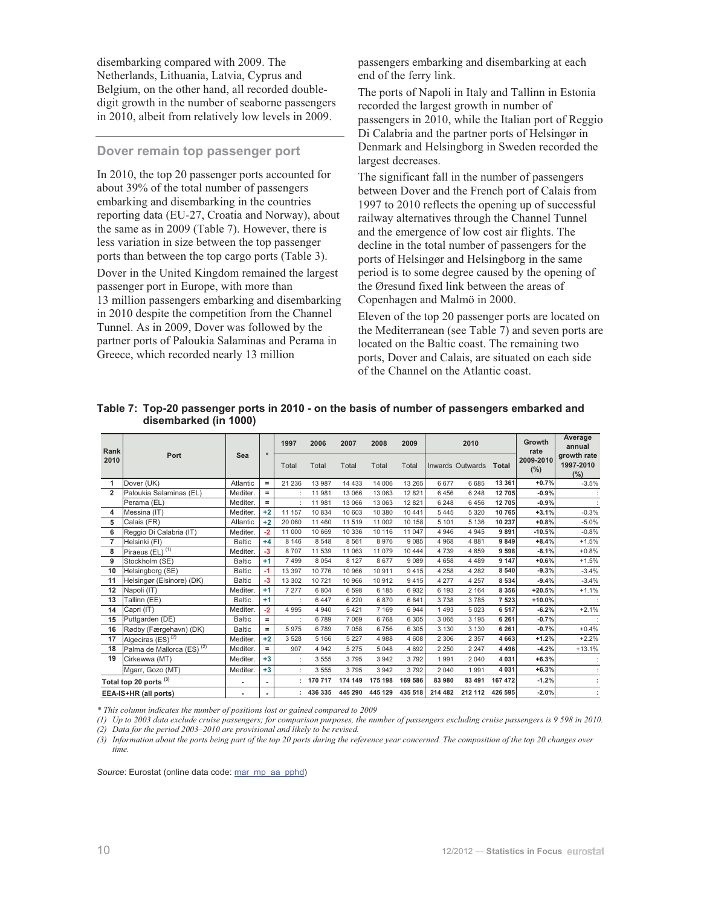disembarking compared with 2009. The Netherlands, Lithuania, Latvia, Cyprus and Belgium, on the other hand, all recorded double-digit growth in the number of seaborne passengers in 2010, albeit from relatively low levels in 2009.

## Dover remain top passenger port

In 2010, the top 20 passenger ports accounted for about 39% of the total number of passengers embarking and disembarking in the countries reporting data (EU-27, Croatia and Norway), about the same as in 2009 (Table 7). However, there is less variation in size between the top passenger ports than between the top cargo ports (Table 3).

Dover in the United Kingdom remained the largest passenger port in Europe, with more than 13 million passengers embarking and disembarking in 2010 despite the competition from the Channel Tunnel. As in 2009, Dover was followed by the partner ports of Paloukia Salaminas and Perama in Greece, which recorded nearly 13 million passengers embarking and disembarking at each end of the ferry link.

The ports of Napoli in Italy and Tallinn in Estonia recorded the largest growth in number of passengers in 2010, while the Italian port of Reggio Di Calabria and the partner ports of Helsingør in Denmark and Helsingborg in Sweden recorded the largest decreases.

The significant fall in the number of passengers between Dover and the French port of Calais from 1997 to 2010 reflects the opening up of successful railway alternatives through the Channel Tunnel and the emergence of low cost air flights. The decline in the total number of passengers for the ports of Helsingør and Helsingborg in the same period is to some degree caused by the opening of the Øresund fixed link between the areas of Copenhagen and Malmö in 2000.

Eleven of the top 20 passenger ports are located on the Mediterranean (see Table 7) and seven ports are located on the Baltic coast. The remaining two ports, Dover and Calais, are situated on each side of the Channel on the Atlantic coast.

**Table 7: Top-20 passenger ports in 2010 - on the basis of number of passengers embarked and disembarked (in 1000)**

| Rank 2010 | Port | Sea | * | 1997 | 2006 | 2007 | 2008 | 2009 | 2010 | | | Growth rate 2009-2010 (%) | Average annual growth rate 1997-2010 (%) |
|---|---|---|---|---|---|---|---|---|---|---|---|---|---|
| | | | | Total | Total | Total | Total | Total | Inwards | Outwards | Total | | |
| 1 | Dover (UK) | Atlantic | = | 21 236 | 13 987 | 14 433 | 14 006 | 13 265 | 6 677 | 6 685 | **13 361** | **+0.7%** | -3.5% |
| 2 | Paloukia Salaminas (EL) | Mediter. | = | : | 11 981 | 13 066 | 13 063 | 12 821 | 6 456 | 6 248 | **12 705** | **-0.9%** | : |
| | Perama (EL) | Mediter. | = | : | 11 981 | 13 066 | 13 063 | 12 821 | 6 248 | 6 456 | **12 705** | **-0.9%** | : |
| 4 | Messina (IT) | Mediter. | +2 | 11 157 | 10 834 | 10 603 | 10 380 | 10 441 | 5 445 | 5 320 | **10 765** | **+3.1%** | -0.3% |
| 5 | Calais (FR) | Atlantic | +2 | 20 060 | 11 460 | 11 519 | 11 002 | 10 158 | 5 101 | 5 136 | **10 237** | **+0.8%** | -5.0% |
| 6 | Reggio Di Calabria (IT) | Mediter. | -2 | 11 000 | 10 669 | 10 336 | 10 116 | 11 047 | 4 946 | 4 945 | **9 891** | **-10.5%** | -0.8% |
| 7 | Helsinki (FI) | Baltic | +4 | 8 146 | 8 548 | 8 561 | 8 976 | 9 085 | 4 968 | 4 881 | **9 849** | **+8.4%** | +1.5% |
| 8 | Piraeus (EL) [1] | Mediter. | -3 | 8 707 | 11 539 | 11 063 | 11 079 | 10 444 | 4 739 | 4 859 | **9 598** | **-8.1%** | +0.8% |
| 9 | Stockholm (SE) | Baltic | +1 | 7 499 | 8 054 | 8 127 | 8 677 | 9 089 | 4 658 | 4 489 | **9 147** | **+0.6%** | +1.5% |
| 10 | Helsingborg (SE) | Baltic | -1 | 13 397 | 10 776 | 10 966 | 10 911 | 9 415 | 4 258 | 4 282 | **8 540** | **-9.3%** | -3.4% |
| 11 | Helsingør (Elsinore) (DK) | Baltic | -3 | 13 302 | 10 721 | 10 966 | 10 912 | 9 415 | 4 277 | 4 257 | **8 534** | **-9.4%** | -3.4% |
| 12 | Napoli (IT) | Mediter. | +1 | 7 277 | 6 804 | 6 598 | 6 185 | 6 932 | 6 193 | 2 164 | **8 356** | **+20.5%** | +1.1% |
| 13 | Tallinn (EE) | Baltic | +1 | : | 6 447 | 6 220 | 6 870 | 6 841 | 3 738 | 3 785 | **7 523** | **+10.0%** | : |
| 14 | Capri (IT) | Mediter. | -2 | 4 995 | 4 940 | 5 421 | 7 169 | 6 944 | 1 493 | 5 023 | **6 517** | **-6.2%** | +2.1% |
| 15 | Puttgarden (DE) | Baltic | = | : | 6 789 | 7 069 | 6 768 | 6 305 | 3 065 | 3 195 | **6 261** | **-0.7%** | : |
| 16 | Rødby (Færgehavn) (DK) | Baltic | = | 5 975 | 6 789 | 7 058 | 6 756 | 6 305 | 3 130 | 3 130 | **6 261** | **-0.7%** | +0.4% |
| 17 | Algeciras (ES) [2] | Mediter. | +2 | 3 528 | 5 166 | 5 227 | 4 988 | 4 608 | 2 306 | 2 357 | **4 663** | **+1.2%** | +2.2% |
| 18 | Palma de Mallorca (ES) [2] | Mediter. | = | 907 | 4 942 | 5 275 | 5 048 | 4 692 | 2 250 | 2 247 | **4 496** | **-4.2%** | +13.1% |
| 19 | Cirkewwa (MT) | Mediter. | +3 | : | 3 555 | 3 795 | 3 942 | 3 792 | 1 991 | 2 040 | **4 031** | **+6.3%** | : |
| | Mgarr, Gozo (MT) | Mediter. | +3 | : | 3 555 | 3 795 | 3 942 | 3 792 | 2 040 | 1 991 | **4 031** | **+6.3%** | : |
| **Total top 20 ports [3]** | | - | - | **:** | **170 717** | **174 149** | **175 198** | **169 586** | **83 980** | **83 491** | **167 472** | **-1.2%** | **:** |
| **EEA-IS+HR (all ports)** | | - | - | **:** | **436 335** | **445 290** | **445 129** | **435 518** | **214 482** | **212 112** | **426 595** | **-2.0%** | **:** |

*\* This column indicates the number of positions lost or gained compared to 2009*

*(1) Up to 2003 data exclude cruise passengers; for comparison purposes, the number of passengers excluding cruise passengers is 9 598 in 2010.*

*(2) Data for the period 2003–2010 are provisional and likely to be revised.*

*(3) Information about the ports being part of the top 20 ports during the reference year concerned. The composition of the top 20 changes over time.*

*Source*: Eurostat (online data code: mar_mp_aa_pphd)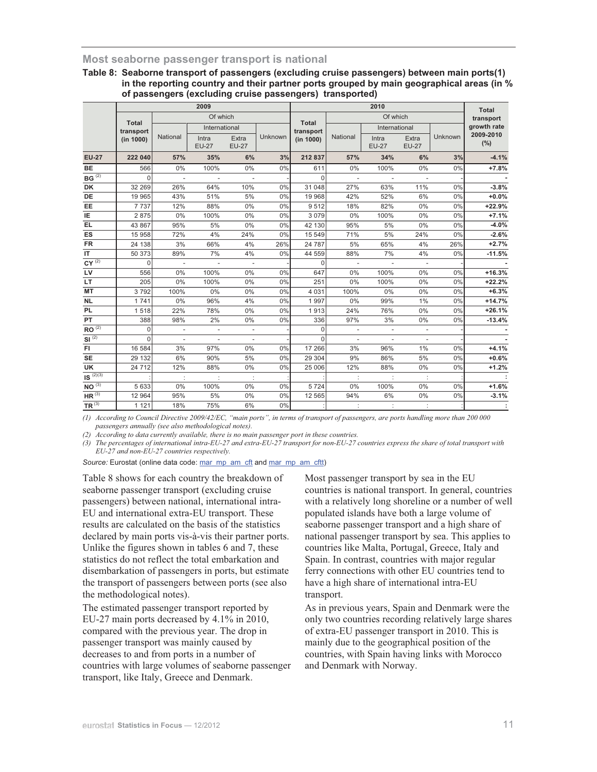## Most seaborne passenger transport is national

**Table 8: Seaborne transport of passengers (excluding cruise passengers) between main ports(1) in the reporting country and their partner ports grouped by main geographical areas (in % of passengers (excluding cruise passengers) transported)**

| | 2009 | | | | | 2010 | | | | | Total transport growth rate 2009-2010 (%) |
|---|---|---|---|---|---|---|---|---|---|---|---|
| | Total transport (in 1000) | Of which | | | | Total transport (in 1000) | Of which | | | | |
| | | National | International | | Unknown | | National | International | | Unknown | |
| | | | Intra EU-27 | Extra EU-27 | | | | Intra EU-27 | Extra EU-27 | | |
| **EU-27** | **222 040** | **57%** | **35%** | **6%** | **3%** | **212 837** | **57%** | **34%** | **6%** | **3%** | **-4.1%** |
| BE | 566 | 0% | 100% | 0% | 0% | 611 | 0% | 100% | 0% | 0% | +7.8% |
| BG (2) | 0 | - | - | - | - | 0 | - | - | - | - | - |
| DK | 32 269 | 26% | 64% | 10% | 0% | 31 048 | 27% | 63% | 11% | 0% | -3.8% |
| DE | 19 965 | 43% | 51% | 5% | 0% | 19 968 | 42% | 52% | 6% | 0% | +0.0% |
| EE | 7 737 | 12% | 88% | 0% | 0% | 9 512 | 18% | 82% | 0% | 0% | +22.9% |
| IE | 2 875 | 0% | 100% | 0% | 0% | 3 079 | 0% | 100% | 0% | 0% | +7.1% |
| EL | 43 867 | 95% | 5% | 0% | 0% | 42 130 | 95% | 5% | 0% | 0% | -4.0% |
| ES | 15 958 | 72% | 4% | 24% | 0% | 15 549 | 71% | 5% | 24% | 0% | -2.6% |
| FR | 24 138 | 3% | 66% | 4% | 26% | 24 787 | 5% | 65% | 4% | 26% | +2.7% |
| IT | 50 373 | 89% | 7% | 4% | 0% | 44 559 | 88% | 7% | 4% | 0% | -11.5% |
| CY (2) | 0 | - | - | - | - | 0 | - | - | - | - | - |
| LV | 556 | 0% | 100% | 0% | 0% | 647 | 0% | 100% | 0% | 0% | +16.3% |
| LT | 205 | 0% | 100% | 0% | 0% | 251 | 0% | 100% | 0% | 0% | +22.2% |
| MT | 3 792 | 100% | 0% | 0% | 0% | 4 031 | 100% | 0% | 0% | 0% | +6.3% |
| NL | 1 741 | 0% | 96% | 4% | 0% | 1 997 | 0% | 99% | 1% | 0% | +14.7% |
| PL | 1 518 | 22% | 78% | 0% | 0% | 1 913 | 24% | 76% | 0% | 0% | +26.1% |
| PT | 388 | 98% | 2% | 0% | 0% | 336 | 97% | 3% | 0% | 0% | -13.4% |
| RO (2) | 0 | - | - | - | - | 0 | - | - | - | - | - |
| SI (2) | 0 | - | - | - | - | 0 | - | - | - | - | - |
| FI | 16 584 | 3% | 97% | 0% | 0% | 17 266 | 3% | 96% | 1% | 0% | +4.1% |
| SE | 29 132 | 6% | 90% | 5% | 0% | 29 304 | 9% | 86% | 5% | 0% | +0.6% |
| UK | 24 712 | 12% | 88% | 0% | 0% | 25 006 | 12% | 88% | 0% | 0% | +1.2% |
| IS (2)(3) | : | : | : | : | : | : | : | : | : | : | : |
| NO (3) | 5 633 | 0% | 100% | 0% | 0% | 5 724 | 0% | 100% | 0% | 0% | +1.6% |
| HR (3) | 12 964 | 95% | 5% | 0% | 0% | 12 565 | 94% | 6% | 0% | 0% | -3.1% |
| TR (3) | 1 121 | 18% | 75% | 6% | 0% | : | : | : | : | : | : |

*(1) According to Council Directive 2009/42/EC, "main ports", in terms of transport of passengers, are ports handling more than 200 000 passengers annually (see also methodological notes).*

*(2) According to data currently available, there is no main passenger port in these countries.*

*(3) The percentages of international intra-EU-27 and extra-EU-27 transport for non-EU-27 countries express the share of total transport with EU-27 and non-EU-27 countries respectively.*

*Source:* Eurostat (online data code: mar_mp_am_cft and mar_mp_am_cftt)

Table 8 shows for each country the breakdown of seaborne passenger transport (excluding cruise passengers) between national, international intra-EU and international extra-EU transport. These results are calculated on the basis of the statistics declared by main ports vis-à-vis their partner ports. Unlike the figures shown in tables 6 and 7, these statistics do not reflect the total embarkation and disembarkation of passengers in ports, but estimate the transport of passengers between ports (see also the methodological notes).

The estimated passenger transport reported by EU-27 main ports decreased by 4.1% in 2010, compared with the previous year. The drop in passenger transport was mainly caused by decreases to and from ports in a number of countries with large volumes of seaborne passenger transport, like Italy, Greece and Denmark.

Most passenger transport by sea in the EU countries is national transport. In general, countries with a relatively long shoreline or a number of well populated islands have both a large volume of seaborne passenger transport and a high share of national passenger transport by sea. This applies to countries like Malta, Portugal, Greece, Italy and Spain. In contrast, countries with major regular ferry connections with other EU countries tend to have a high share of international intra-EU transport.

As in previous years, Spain and Denmark were the only two countries recording relatively large shares of extra-EU passenger transport in 2010. This is mainly due to the geographical position of the countries, with Spain having links with Morocco and Denmark with Norway.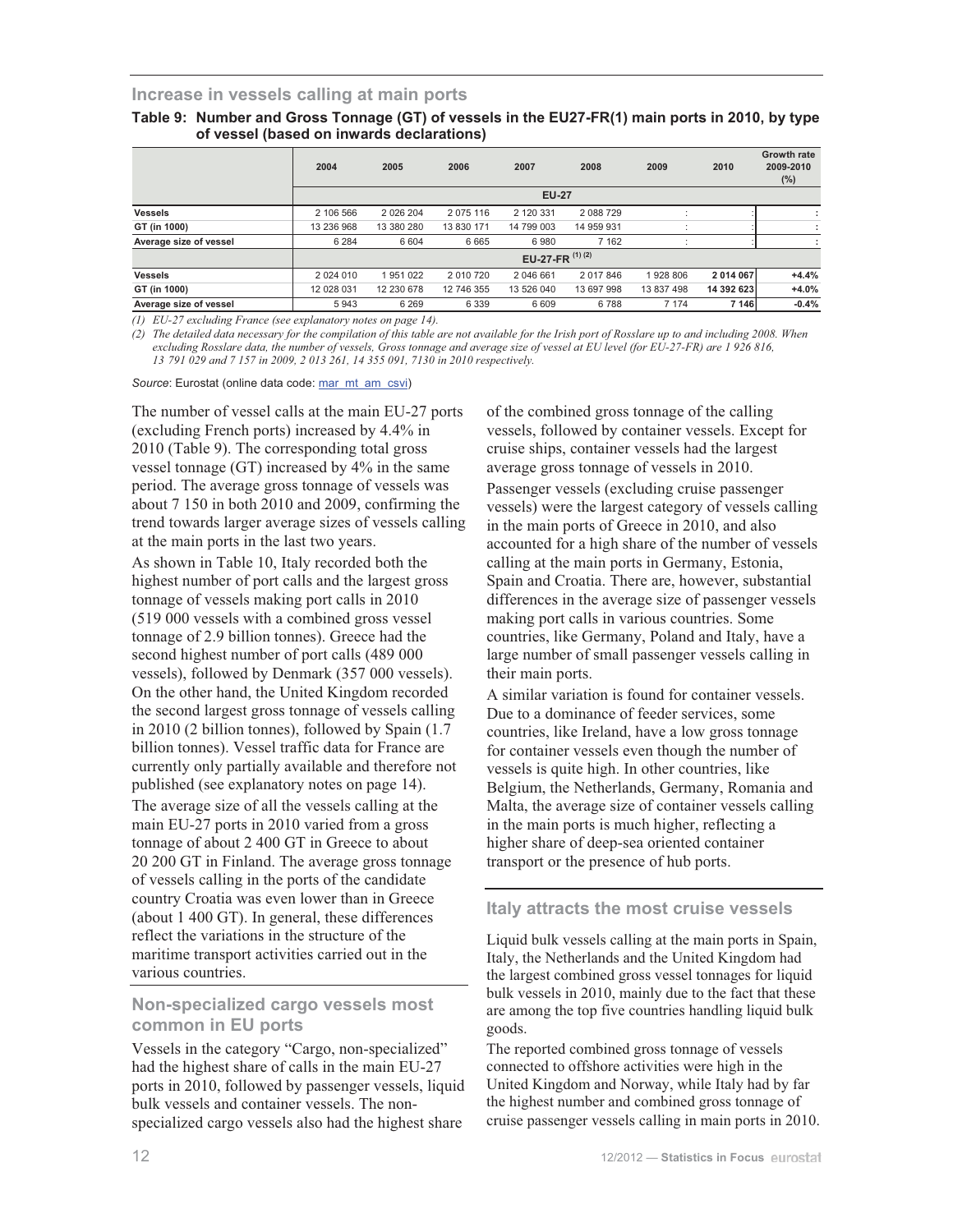## Increase in vessels calling at main ports

**Table 9: Number and Gross Tonnage (GT) of vessels in the EU27-FR(1) main ports in 2010, by type of vessel (based on inwards declarations)**

| | 2004 | 2005 | 2006 | 2007 | 2008 | 2009 | 2010 | Growth rate 2009-2010 (%) |
|---|---|---|---|---|---|---|---|---|
| | **EU-27** | | | | | | | |
| **Vessels** | 2 106 566 | 2 026 204 | 2 075 116 | 2 120 331 | 2 088 729 | : | : | : |
| **GT (in 1000)** | 13 236 968 | 13 380 280 | 13 830 171 | 14 799 003 | 14 959 931 | : | : | : |
| **Average size of vessel** | 6 284 | 6 604 | 6 665 | 6 980 | 7 162 | : | : | : |
| | **EU-27-FR [(1) (2)]** | | | | | | | |
| **Vessels** | 2 024 010 | 1 951 022 | 2 010 720 | 2 046 661 | 2 017 846 | 1 928 806 | **2 014 067** | **+4.4%** |
| **GT (in 1000)** | 12 028 031 | 12 230 678 | 12 746 355 | 13 526 040 | 13 697 998 | 13 837 498 | **14 392 623** | **+4.0%** |
| **Average size of vessel** | 5 943 | 6 269 | 6 339 | 6 609 | 6 788 | 7 174 | **7 146** | **-0.4%** |

*(1) EU-27 excluding France (see explanatory notes on page 14).*

*(2) The detailed data necessary for the compilation of this table are not available for the Irish port of Rosslare up to and including 2008. When excluding Rosslare data, the number of vessels, Gross tonnage and average size of vessel at EU level (for EU-27-FR) are 1 926 816, 13 791 029 and 7 157 in 2009, 2 013 261, 14 355 091, 7130 in 2010 respectively.*

*Source*: Eurostat (online data code: mar_mt_am_csvi)

The number of vessel calls at the main EU-27 ports (excluding French ports) increased by 4.4% in 2010 (Table 9). The corresponding total gross vessel tonnage (GT) increased by 4% in the same period. The average gross tonnage of vessels was about 7 150 in both 2010 and 2009, confirming the trend towards larger average sizes of vessels calling at the main ports in the last two years.

As shown in Table 10, Italy recorded both the highest number of port calls and the largest gross tonnage of vessels making port calls in 2010 (519 000 vessels with a combined gross vessel tonnage of 2.9 billion tonnes). Greece had the second highest number of port calls (489 000 vessels), followed by Denmark (357 000 vessels). On the other hand, the United Kingdom recorded the second largest gross tonnage of vessels calling in 2010 (2 billion tonnes), followed by Spain (1.7 billion tonnes). Vessel traffic data for France are currently only partially available and therefore not published (see explanatory notes on page 14).

The average size of all the vessels calling at the main EU-27 ports in 2010 varied from a gross tonnage of about 2 400 GT in Greece to about 20 200 GT in Finland. The average gross tonnage of vessels calling in the ports of the candidate country Croatia was even lower than in Greece (about 1 400 GT). In general, these differences reflect the variations in the structure of the maritime transport activities carried out in the various countries.

## Non-specialized cargo vessels most common in EU ports

Vessels in the category "Cargo, non-specialized" had the highest share of calls in the main EU-27 ports in 2010, followed by passenger vessels, liquid bulk vessels and container vessels. The non-specialized cargo vessels also had the highest share of the combined gross tonnage of the calling vessels, followed by container vessels. Except for cruise ships, container vessels had the largest average gross tonnage of vessels in 2010.

Passenger vessels (excluding cruise passenger vessels) were the largest category of vessels calling in the main ports of Greece in 2010, and also accounted for a high share of the number of vessels calling at the main ports in Germany, Estonia, Spain and Croatia. There are, however, substantial differences in the average size of passenger vessels making port calls in various countries. Some countries, like Germany, Poland and Italy, have a large number of small passenger vessels calling in their main ports.

A similar variation is found for container vessels. Due to a dominance of feeder services, some countries, like Ireland, have a low gross tonnage for container vessels even though the number of vessels is quite high. In other countries, like Belgium, the Netherlands, Germany, Romania and Malta, the average size of container vessels calling in the main ports is much higher, reflecting a higher share of deep-sea oriented container transport or the presence of hub ports.

## Italy attracts the most cruise vessels

Liquid bulk vessels calling at the main ports in Spain, Italy, the Netherlands and the United Kingdom had the largest combined gross vessel tonnages for liquid bulk vessels in 2010, mainly due to the fact that these are among the top five countries handling liquid bulk goods.

The reported combined gross tonnage of vessels connected to offshore activities were high in the United Kingdom and Norway, while Italy had by far the highest number and combined gross tonnage of cruise passenger vessels calling in main ports in 2010.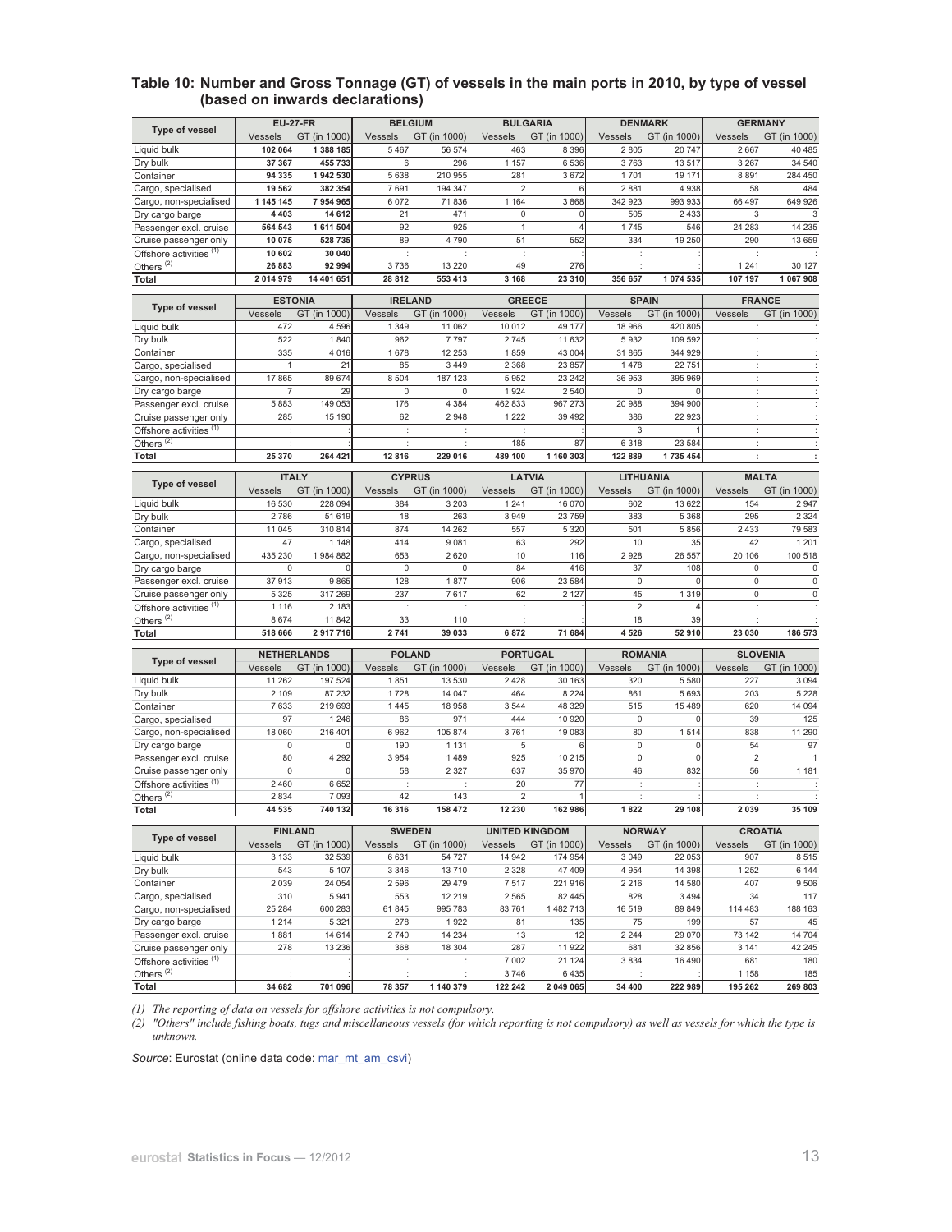## Table 10: Number and Gross Tonnage (GT) of vessels in the main ports in 2010, by type of vessel (based on inwards declarations)

| Type of vessel | EU-27-FR | | BELGIUM | | BULGARIA | | DENMARK | | GERMANY | |
|---|---|---|---|---|---|---|---|---|---|---|
| | Vessels | GT (in 1000) | Vessels | GT (in 1000) | Vessels | GT (in 1000) | Vessels | GT (in 1000) | Vessels | GT (in 1000) |
| Liquid bulk | **102 064** | **1 388 185** | 5 467 | 56 574 | 463 | 8 396 | 2 805 | 20 747 | 2 667 | 40 485 |
| Dry bulk | **37 367** | **455 733** | 6 | 296 | 1 157 | 6 536 | 3 763 | 13 517 | 3 267 | 34 540 |
| Container | **94 335** | **1 942 530** | 5 638 | 210 955 | 281 | 3 672 | 1 701 | 19 171 | 8 891 | 284 450 |
| Cargo, specialised | **19 562** | **382 354** | 7 691 | 194 347 | 2 | 6 | 2 881 | 4 938 | 58 | 484 |
| Cargo, non-specialised | **1 145 145** | **7 954 965** | 6 072 | 71 836 | 1 164 | 3 868 | 342 923 | 993 933 | 66 497 | 649 926 |
| Dry cargo barge | **4 403** | **14 612** | 21 | 471 | 0 | 0 | 505 | 2 433 | 3 | 3 |
| Passenger excl. cruise | **564 543** | **1 611 504** | 92 | 925 | 1 | 4 | 1 745 | 546 | 24 283 | 14 235 |
| Cruise passenger only | **10 075** | **528 735** | 89 | 4 790 | 51 | 552 | 334 | 19 250 | 290 | 13 659 |
| Offshore activities (1) | **10 602** | **30 040** | : | : | : | : | : | : | : | : |
| Others (2) | **26 883** | **92 994** | 3 736 | 13 220 | 49 | 276 | : | : | 1 241 | 30 127 |
| **Total** | **2 014 979** | **14 401 651** | **28 812** | **553 413** | **3 168** | **23 310** | **356 657** | **1 074 535** | **107 197** | **1 067 908** |

| Type of vessel | ESTONIA | | IRELAND | | GREECE | | SPAIN | | FRANCE | |
|---|---|---|---|---|---|---|---|---|---|---|
| | Vessels | GT (in 1000) | Vessels | GT (in 1000) | Vessels | GT (in 1000) | Vessels | GT (in 1000) | Vessels | GT (in 1000) |
| Liquid bulk | 472 | 4 596 | 1 349 | 11 062 | 10 012 | 49 177 | 18 966 | 420 805 | : | : |
| Dry bulk | 522 | 1 840 | 962 | 7 797 | 2 745 | 11 632 | 5 932 | 109 592 | : | : |
| Container | 335 | 4 016 | 1 678 | 12 253 | 1 859 | 43 004 | 31 865 | 344 929 | : | : |
| Cargo, specialised | 1 | 21 | 85 | 3 449 | 2 368 | 23 857 | 1 478 | 22 751 | : | : |
| Cargo, non-specialised | 17 865 | 89 674 | 8 504 | 187 123 | 5 952 | 23 242 | 36 953 | 395 969 | : | : |
| Dry cargo barge | 7 | 29 | 0 | 0 | 1 924 | 2 540 | 0 | 0 | : | : |
| Passenger excl. cruise | 5 883 | 149 053 | 176 | 4 384 | 462 833 | 967 273 | 20 988 | 394 900 | : | : |
| Cruise passenger only | 285 | 15 190 | 62 | 2 948 | 1 222 | 39 492 | 386 | 22 923 | : | : |
| Offshore activities (1) | : | : | : | : | : | : | 3 | 1 | : | : |
| Others (2) | : | : | : | : | 185 | 87 | 6 318 | 23 584 | : | : |
| **Total** | **25 370** | **264 421** | **12 816** | **229 016** | **489 100** | **1 160 303** | **122 889** | **1 735 454** | **:** | **:** |

| Type of vessel | ITALY | | CYPRUS | | LATVIA | | LITHUANIA | | MALTA | |
|---|---|---|---|---|---|---|---|---|---|---|
| | Vessels | GT (in 1000) | Vessels | GT (in 1000) | Vessels | GT (in 1000) | Vessels | GT (in 1000) | Vessels | GT (in 1000) |
| Liquid bulk | 16 530 | 228 094 | 384 | 3 203 | 1 241 | 16 070 | 602 | 13 622 | 154 | 2 947 |
| Dry bulk | 2 786 | 51 619 | 18 | 263 | 3 949 | 23 759 | 383 | 5 368 | 295 | 2 324 |
| Container | 11 045 | 310 814 | 874 | 14 262 | 557 | 5 320 | 501 | 5 856 | 2 433 | 79 583 |
| Cargo, specialised | 47 | 1 148 | 414 | 9 081 | 63 | 292 | 10 | 35 | 42 | 1 201 |
| Cargo, non-specialised | 435 230 | 1 984 882 | 653 | 2 620 | 10 | 116 | 2 928 | 26 557 | 20 106 | 100 518 |
| Dry cargo barge | 0 | 0 | 0 | 0 | 84 | 416 | 37 | 108 | 0 | 0 |
| Passenger excl. cruise | 37 913 | 9 865 | 128 | 1 877 | 906 | 23 584 | 0 | 0 | 0 | 0 |
| Cruise passenger only | 5 325 | 317 269 | 237 | 7 617 | 62 | 2 127 | 45 | 1 319 | 0 | 0 |
| Offshore activities (1) | 1 116 | 2 183 | : | : | : | : | 2 | 4 | : | : |
| Others (2) | 8 674 | 11 842 | 33 | 110 | : | : | 18 | 39 | : | : |
| **Total** | **518 666** | **2 917 716** | **2 741** | **39 033** | **6 872** | **71 684** | **4 526** | **52 910** | **23 030** | **186 573** |

| Type of vessel | NETHERLANDS | | POLAND | | PORTUGAL | | ROMANIA | | SLOVENIA | |
|---|---|---|---|---|---|---|---|---|---|---|
| | Vessels | GT (in 1000) | Vessels | GT (in 1000) | Vessels | GT (in 1000) | Vessels | GT (in 1000) | Vessels | GT (in 1000) |
| Liquid bulk | 11 262 | 197 524 | 1 851 | 13 530 | 2 428 | 30 163 | 320 | 5 580 | 227 | 3 094 |
| Dry bulk | 2 109 | 87 232 | 1 728 | 14 047 | 464 | 8 224 | 861 | 5 693 | 203 | 5 228 |
| Container | 7 633 | 219 693 | 1 445 | 18 958 | 3 544 | 48 329 | 515 | 15 489 | 620 | 14 094 |
| Cargo, specialised | 97 | 1 246 | 86 | 971 | 444 | 10 920 | 0 | 0 | 39 | 125 |
| Cargo, non-specialised | 18 060 | 216 401 | 6 962 | 105 874 | 3 761 | 19 083 | 80 | 1 514 | 838 | 11 290 |
| Dry cargo barge | 0 | 0 | 190 | 1 131 | 5 | 6 | 0 | 0 | 54 | 97 |
| Passenger excl. cruise | 80 | 4 292 | 3 954 | 1 489 | 925 | 10 215 | 0 | 0 | 2 | 1 |
| Cruise passenger only | 0 | 0 | 58 | 2 327 | 637 | 35 970 | 46 | 832 | 56 | 1 181 |
| Offshore activities (1) | 2 460 | 6 652 | : | : | 20 | 77 | : | : | : | : |
| Others (2) | 2 834 | 7 093 | 42 | 143 | 2 | 1 | : | : | : | : |
| **Total** | **44 535** | **740 132** | **16 316** | **158 472** | **12 230** | **162 986** | **1 822** | **29 108** | **2 039** | **35 109** |

| Type of vessel | FINLAND | | SWEDEN | | UNITED KINGDOM | | NORWAY | | CROATIA | |
|---|---|---|---|---|---|---|---|---|---|---|
| | Vessels | GT (in 1000) | Vessels | GT (in 1000) | Vessels | GT (in 1000) | Vessels | GT (in 1000) | Vessels | GT (in 1000) |
| Liquid bulk | 3 133 | 32 539 | 6 631 | 54 727 | 14 942 | 174 954 | 3 049 | 22 053 | 907 | 8 515 |
| Dry bulk | 543 | 5 107 | 3 346 | 13 710 | 2 328 | 47 409 | 4 954 | 14 398 | 1 252 | 6 144 |
| Container | 2 039 | 24 054 | 2 596 | 29 479 | 7 517 | 221 916 | 2 216 | 14 580 | 407 | 9 506 |
| Cargo, specialised | 310 | 5 941 | 553 | 12 219 | 2 565 | 82 445 | 828 | 3 494 | 34 | 117 |
| Cargo, non-specialised | 25 284 | 600 283 | 61 845 | 995 783 | 83 761 | 1 482 713 | 16 519 | 89 849 | 114 483 | 188 163 |
| Dry cargo barge | 1 214 | 5 321 | 278 | 1 922 | 81 | 135 | 75 | 199 | 57 | 45 |
| Passenger excl. cruise | 1 881 | 14 614 | 2 740 | 14 234 | 13 | 12 | 2 244 | 29 070 | 73 142 | 14 704 |
| Cruise passenger only | 278 | 13 236 | 368 | 18 304 | 287 | 11 922 | 681 | 32 856 | 3 141 | 42 245 |
| Offshore activities (1) | : | : | : | : | 7 002 | 21 124 | 3 834 | 16 490 | 681 | 180 |
| Others (2) | : | : | : | : | 3 746 | 6 435 | : | : | 1 158 | 185 |
| **Total** | **34 682** | **701 096** | **78 357** | **1 140 379** | **122 242** | **2 049 065** | **34 400** | **222 989** | **195 262** | **269 803** |

*(1) The reporting of data on vessels for offshore activities is not compulsory.*

*(2) "Others" include fishing boats, tugs and miscellaneous vessels (for which reporting is not compulsory) as well as vessels for which the type is unknown.*

*Source*: Eurostat (online data code: mar_mt_am_csvi)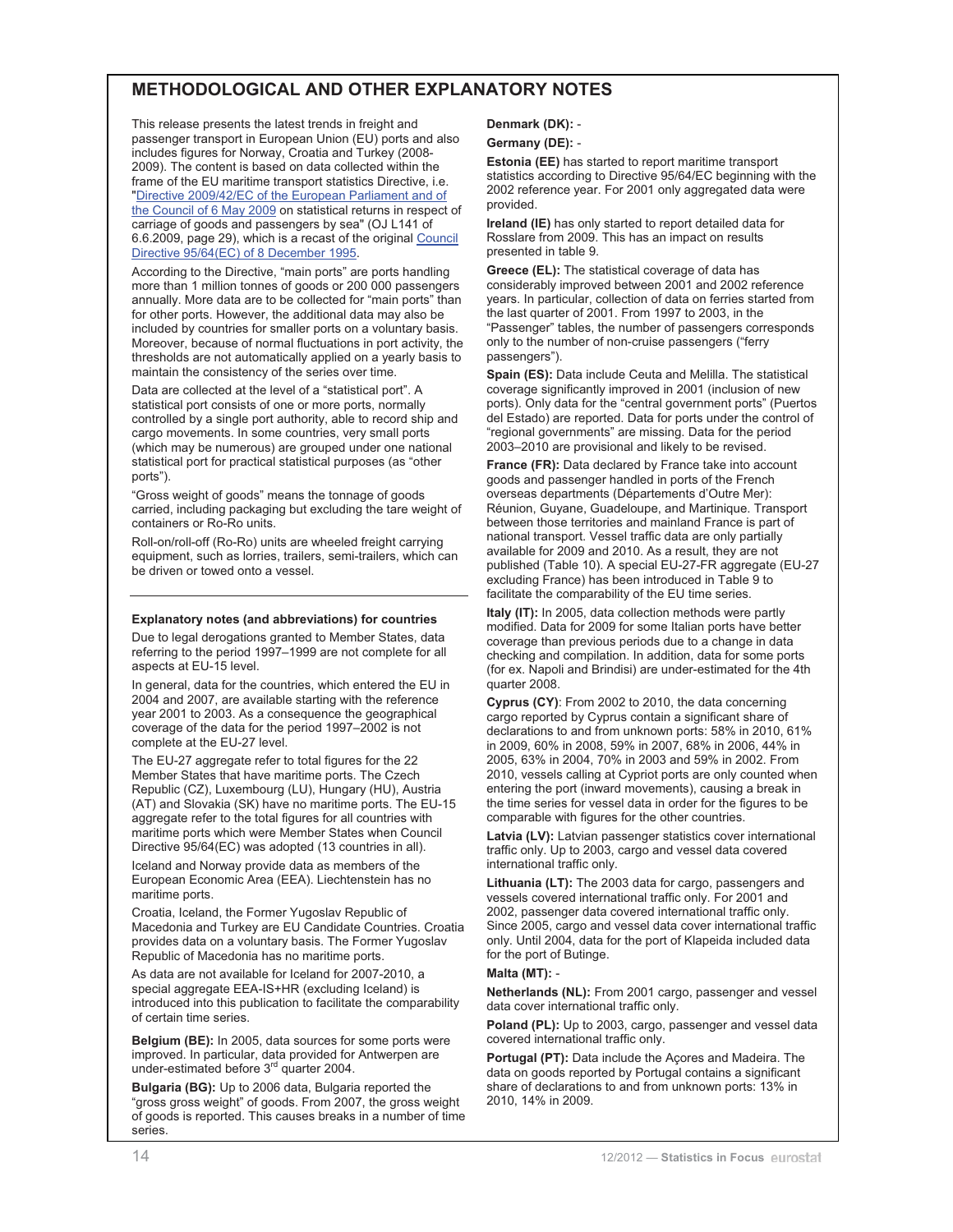# METHODOLOGICAL AND OTHER EXPLANATORY NOTES

This release presents the latest trends in freight and passenger transport in European Union (EU) ports and also includes figures for Norway, Croatia and Turkey (2008-2009). The content is based on data collected within the frame of the EU maritime transport statistics Directive, i.e. "Directive 2009/42/EC of the European Parliament and of the Council of 6 May 2009 on statistical returns in respect of carriage of goods and passengers by sea" (OJ L141 of 6.6.2009, page 29), which is a recast of the original Council Directive 95/64(EC) of 8 December 1995.

According to the Directive, "main ports" are ports handling more than 1 million tonnes of goods or 200 000 passengers annually. More data are to be collected for "main ports" than for other ports. However, the additional data may also be included by countries for smaller ports on a voluntary basis. Moreover, because of normal fluctuations in port activity, the thresholds are not automatically applied on a yearly basis to maintain the consistency of the series over time.

Data are collected at the level of a "statistical port". A statistical port consists of one or more ports, normally controlled by a single port authority, able to record ship and cargo movements. In some countries, very small ports (which may be numerous) are grouped under one national statistical port for practical statistical purposes (as "other ports").

"Gross weight of goods" means the tonnage of goods carried, including packaging but excluding the tare weight of containers or Ro-Ro units.

Roll-on/roll-off (Ro-Ro) units are wheeled freight carrying equipment, such as lorries, trailers, semi-trailers, which can be driven or towed onto a vessel.

### Explanatory notes (and abbreviations) for countries

Due to legal derogations granted to Member States, data referring to the period 1997–1999 are not complete for all aspects at EU-15 level.

In general, data for the countries, which entered the EU in 2004 and 2007, are available starting with the reference year 2001 to 2003. As a consequence the geographical coverage of the data for the period 1997–2002 is not complete at the EU-27 level.

The EU-27 aggregate refer to total figures for the 22 Member States that have maritime ports. The Czech Republic (CZ), Luxembourg (LU), Hungary (HU), Austria (AT) and Slovakia (SK) have no maritime ports. The EU-15 aggregate refer to the total figures for all countries with maritime ports which were Member States when Council Directive 95/64(EC) was adopted (13 countries in all).

Iceland and Norway provide data as members of the European Economic Area (EEA). Liechtenstein has no maritime ports.

Croatia, Iceland, the Former Yugoslav Republic of Macedonia and Turkey are EU Candidate Countries. Croatia provides data on a voluntary basis. The Former Yugoslav Republic of Macedonia has no maritime ports.

As data are not available for Iceland for 2007-2010, a special aggregate EEA-IS+HR (excluding Iceland) is introduced into this publication to facilitate the comparability of certain time series.

**Belgium (BE):** In 2005, data sources for some ports were improved. In particular, data provided for Antwerpen are under-estimated before 3rd quarter 2004.

**Bulgaria (BG):** Up to 2006 data, Bulgaria reported the "gross gross weight" of goods. From 2007, the gross weight of goods is reported. This causes breaks in a number of time series.

**Denmark (DK):** -

**Germany (DE):** -

**Estonia (EE)** has started to report maritime transport statistics according to Directive 95/64/EC beginning with the 2002 reference year. For 2001 only aggregated data were provided.

**Ireland (IE)** has only started to report detailed data for Rosslare from 2009. This has an impact on results presented in table 9.

**Greece (EL):** The statistical coverage of data has considerably improved between 2001 and 2002 reference years. In particular, collection of data on ferries started from the last quarter of 2001. From 1997 to 2003, in the "Passenger" tables, the number of passengers corresponds only to the number of non-cruise passengers ("ferry passengers").

**Spain (ES):** Data include Ceuta and Melilla. The statistical coverage significantly improved in 2001 (inclusion of new ports). Only data for the "central government ports" (Puertos del Estado) are reported. Data for ports under the control of "regional governments" are missing. Data for the period 2003–2010 are provisional and likely to be revised.

**France (FR):** Data declared by France take into account goods and passenger handled in ports of the French overseas departments (Départements d'Outre Mer): Réunion, Guyane, Guadeloupe, and Martinique. Transport between those territories and mainland France is part of national transport. Vessel traffic data are only partially available for 2009 and 2010. As a result, they are not published (Table 10). A special EU-27-FR aggregate (EU-27 excluding France) has been introduced in Table 9 to facilitate the comparability of the EU time series.

**Italy (IT):** In 2005, data collection methods were partly modified. Data for 2009 for some Italian ports have better coverage than previous periods due to a change in data checking and compilation. In addition, data for some ports (for ex. Napoli and Brindisi) are under-estimated for the 4th quarter 2008.

**Cyprus (CY)**: From 2002 to 2010, the data concerning cargo reported by Cyprus contain a significant share of declarations to and from unknown ports: 58% in 2010, 61% in 2009, 60% in 2008, 59% in 2007, 68% in 2006, 44% in 2005, 63% in 2004, 70% in 2003 and 59% in 2002. From 2010, vessels calling at Cypriot ports are only counted when entering the port (inward movements), causing a break in the time series for vessel data in order for the figures to be comparable with figures for the other countries.

**Latvia (LV):** Latvian passenger statistics cover international traffic only. Up to 2003, cargo and vessel data covered international traffic only.

**Lithuania (LT):** The 2003 data for cargo, passengers and vessels covered international traffic only. For 2001 and 2002, passenger data covered international traffic only. Since 2005, cargo and vessel data cover international traffic only. Until 2004, data for the port of Klapeida included data for the port of Butinge.

**Malta (MT):** -

**Netherlands (NL):** From 2001 cargo, passenger and vessel data cover international traffic only.

**Poland (PL):** Up to 2003, cargo, passenger and vessel data covered international traffic only.

**Portugal (PT):** Data include the Açores and Madeira. The data on goods reported by Portugal contains a significant share of declarations to and from unknown ports: 13% in 2010, 14% in 2009.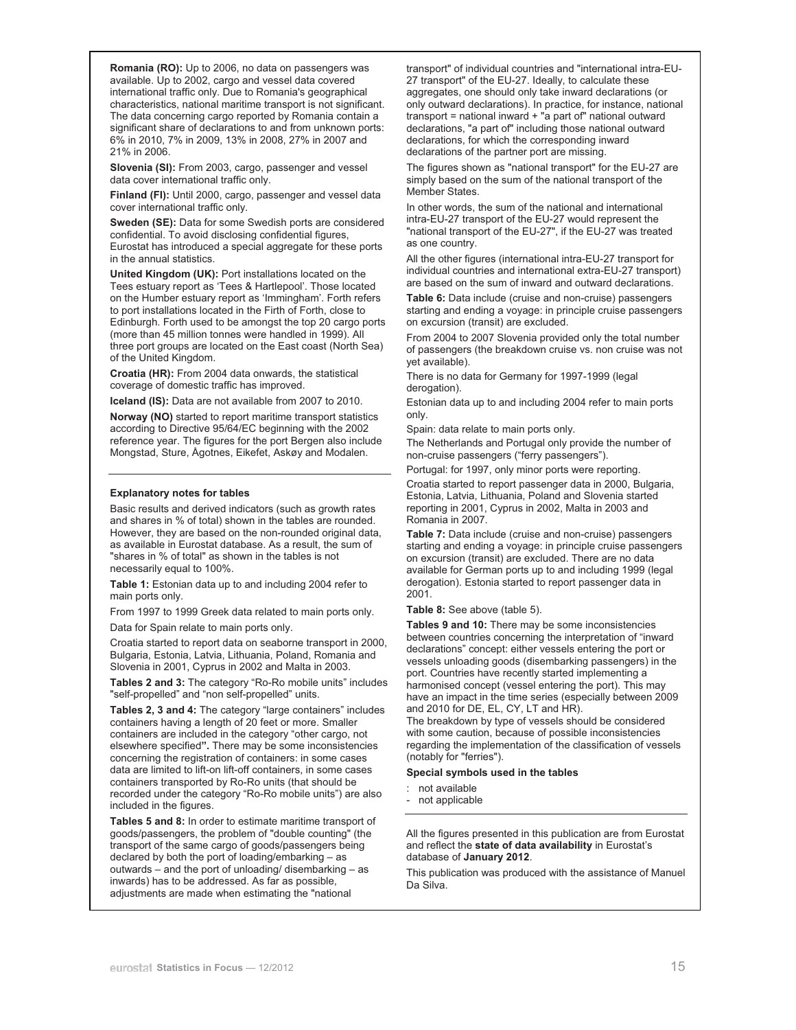**Romania (RO):** Up to 2006, no data on passengers was available. Up to 2002, cargo and vessel data covered international traffic only. Due to Romania's geographical characteristics, national maritime transport is not significant. The data concerning cargo reported by Romania contain a significant share of declarations to and from unknown ports: 6% in 2010, 7% in 2009, 13% in 2008, 27% in 2007 and 21% in 2006.

**Slovenia (SI):** From 2003, cargo, passenger and vessel data cover international traffic only.

**Finland (FI):** Until 2000, cargo, passenger and vessel data cover international traffic only.

**Sweden (SE):** Data for some Swedish ports are considered confidential. To avoid disclosing confidential figures, Eurostat has introduced a special aggregate for these ports in the annual statistics.

**United Kingdom (UK):** Port installations located on the Tees estuary report as 'Tees & Hartlepool'. Those located on the Humber estuary report as 'Immingham'. Forth refers to port installations located in the Firth of Forth, close to Edinburgh. Forth used to be amongst the top 20 cargo ports (more than 45 million tonnes were handled in 1999). All three port groups are located on the East coast (North Sea) of the United Kingdom.

**Croatia (HR):** From 2004 data onwards, the statistical coverage of domestic traffic has improved.

**Iceland (IS):** Data are not available from 2007 to 2010.

**Norway (NO)** started to report maritime transport statistics according to Directive 95/64/EC beginning with the 2002 reference year. The figures for the port Bergen also include Mongstad, Sture, Ågotnes, Eikefet, Askøy and Modalen.

---

**Explanatory notes for tables**

Basic results and derived indicators (such as growth rates and shares in % of total) shown in the tables are rounded. However, they are based on the non-rounded original data, as available in Eurostat database. As a result, the sum of "shares in % of total" as shown in the tables is not necessarily equal to 100%.

**Table 1:** Estonian data up to and including 2004 refer to main ports only.

From 1997 to 1999 Greek data related to main ports only.

Data for Spain relate to main ports only.

Croatia started to report data on seaborne transport in 2000, Bulgaria, Estonia, Latvia, Lithuania, Poland, Romania and Slovenia in 2001, Cyprus in 2002 and Malta in 2003.

**Tables 2 and 3:** The category "Ro-Ro mobile units" includes "self-propelled" and "non self-propelled" units.

**Tables 2, 3 and 4:** The category "large containers" includes containers having a length of 20 feet or more. Smaller containers are included in the category "other cargo, not elsewhere specified**".** There may be some inconsistencies concerning the registration of containers: in some cases data are limited to lift-on lift-off containers, in some cases containers transported by Ro-Ro units (that should be recorded under the category "Ro-Ro mobile units") are also included in the figures.

**Tables 5 and 8:** In order to estimate maritime transport of goods/passengers, the problem of "double counting" (the transport of the same cargo of goods/passengers being declared by both the port of loading/embarking – as outwards – and the port of unloading/ disembarking – as inwards) has to be addressed. As far as possible, adjustments are made when estimating the "national transport" of individual countries and "international intra-EU-27 transport" of the EU-27. Ideally, to calculate these aggregates, one should only take inward declarations (or only outward declarations). In practice, for instance, national transport = national inward + "a part of" national outward declarations, "a part of" including those national outward declarations, for which the corresponding inward declarations of the partner port are missing.

The figures shown as "national transport" for the EU-27 are simply based on the sum of the national transport of the Member States.

In other words, the sum of the national and international intra-EU-27 transport of the EU-27 would represent the "national transport of the EU-27", if the EU-27 was treated as one country.

All the other figures (international intra-EU-27 transport for individual countries and international extra-EU-27 transport) are based on the sum of inward and outward declarations.

**Table 6:** Data include (cruise and non-cruise) passengers starting and ending a voyage: in principle cruise passengers on excursion (transit) are excluded.

From 2004 to 2007 Slovenia provided only the total number of passengers (the breakdown cruise vs. non cruise was not yet available).

There is no data for Germany for 1997-1999 (legal derogation).

Estonian data up to and including 2004 refer to main ports only.

Spain: data relate to main ports only.

The Netherlands and Portugal only provide the number of non-cruise passengers ("ferry passengers").

Portugal: for 1997, only minor ports were reporting.

Croatia started to report passenger data in 2000, Bulgaria, Estonia, Latvia, Lithuania, Poland and Slovenia started reporting in 2001, Cyprus in 2002, Malta in 2003 and Romania in 2007.

**Table 7:** Data include (cruise and non-cruise) passengers starting and ending a voyage: in principle cruise passengers on excursion (transit) are excluded. There are no data available for German ports up to and including 1999 (legal derogation). Estonia started to report passenger data in 2001.

**Table 8:** See above (table 5).

**Tables 9 and 10:** There may be some inconsistencies between countries concerning the interpretation of "inward declarations" concept: either vessels entering the port or vessels unloading goods (disembarking passengers) in the port. Countries have recently started implementing a harmonised concept (vessel entering the port). This may have an impact in the time series (especially between 2009 and 2010 for DE, EL, CY, LT and HR).

The breakdown by type of vessels should be considered with some caution, because of possible inconsistencies regarding the implementation of the classification of vessels (notably for "ferries").

**Special symbols used in the tables**

- `:` not available
- `-` not applicable

---

All the figures presented in this publication are from Eurostat and reflect the **state of data availability** in Eurostat's database of **January 2012**.

This publication was produced with the assistance of Manuel Da Silva.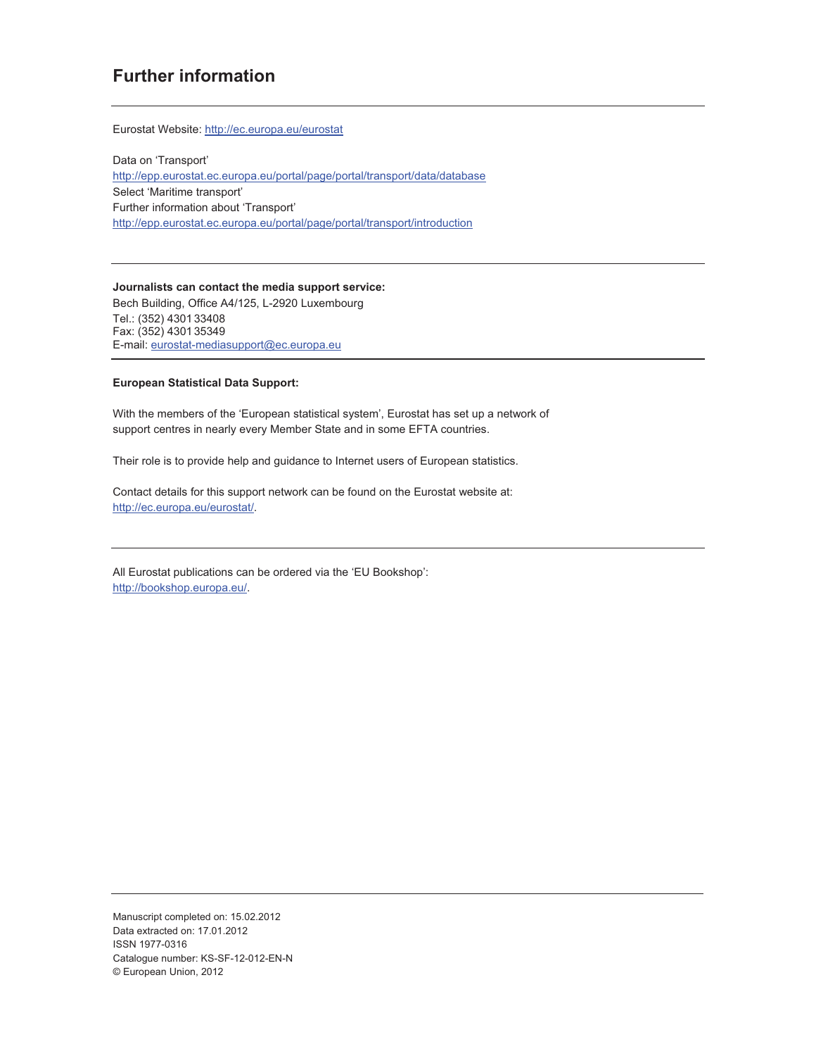## Further information

---

Eurostat Website: http://ec.europa.eu/eurostat

Data on 'Transport'
http://epp.eurostat.ec.europa.eu/portal/page/portal/transport/data/database
Select 'Maritime transport'
Further information about 'Transport'
http://epp.eurostat.ec.europa.eu/portal/page/portal/transport/introduction

---

**Journalists can contact the media support service:**
Bech Building, Office A4/125, L-2920 Luxembourg
Tel.: (352) 4301 33408
Fax: (352) 4301 35349
E-mail: eurostat-mediasupport@ec.europa.eu

---

**European Statistical Data Support:**

With the members of the 'European statistical system', Eurostat has set up a network of support centres in nearly every Member State and in some EFTA countries.

Their role is to provide help and guidance to Internet users of European statistics.

Contact details for this support network can be found on the Eurostat website at: http://ec.europa.eu/eurostat/.

---

All Eurostat publications can be ordered via the 'EU Bookshop': http://bookshop.europa.eu/.

---

Manuscript completed on: 15.02.2012
Data extracted on: 17.01.2012
ISSN 1977-0316
Catalogue number: KS-SF-12-012-EN-N
© European Union, 2012